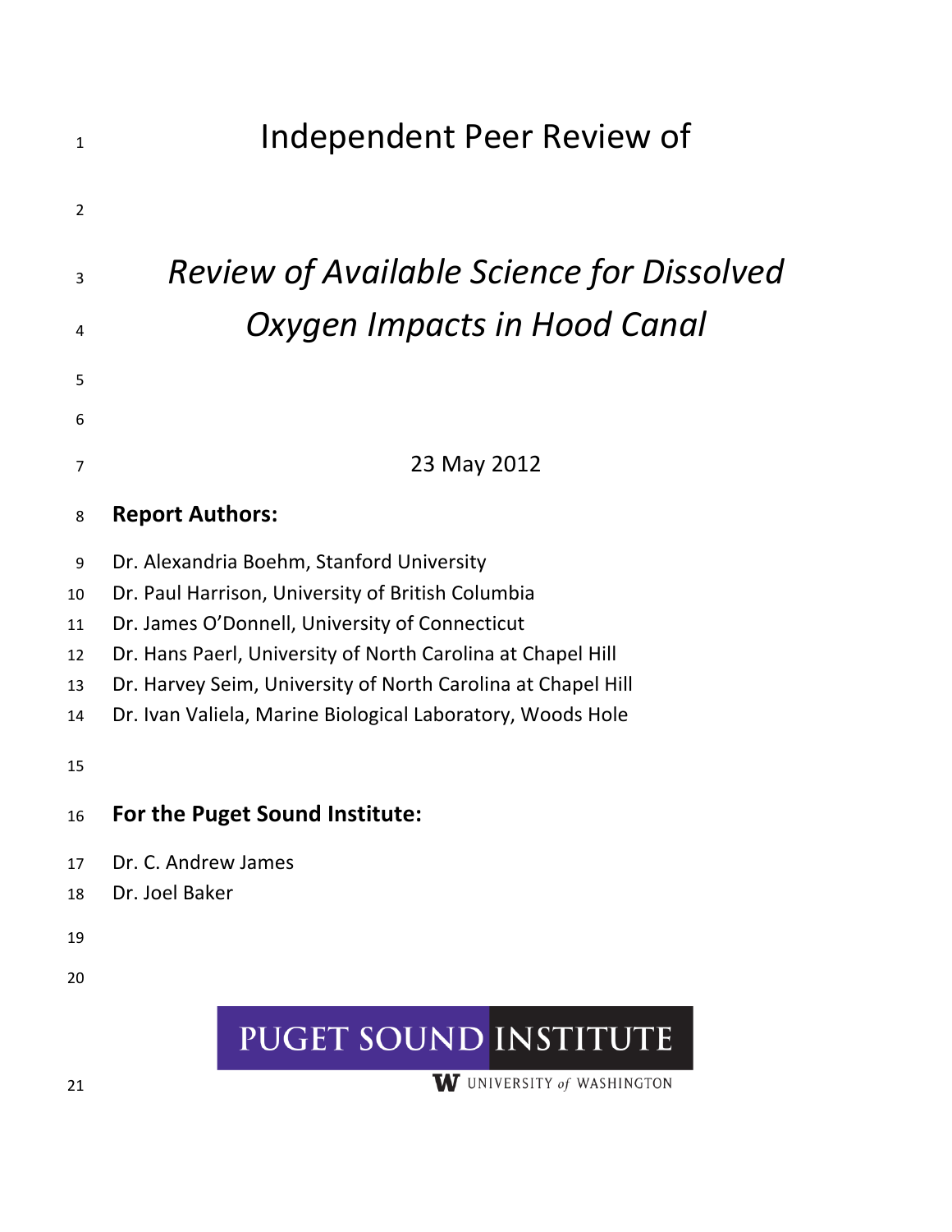# Independent Peer Review of

## *Review of Available Science for Dissolved Oxygen Impacts in Hood Canal*

23 May 2012

**Report Authors:**

Dr. Alexandria Boehm, Stanford University
Dr. Paul Harrison, University of British Columbia
Dr. James O'Donnell, University of Connecticut
Dr. Hans Paerl, University of North Carolina at Chapel Hill
Dr. Harvey Seim, University of North Carolina at Chapel Hill
Dr. Ivan Valiela, Marine Biological Laboratory, Woods Hole

**For the Puget Sound Institute:**

Dr. C. Andrew James
Dr. Joel Baker

PUGET SOUND INSTITUTE
UNIVERSITY of WASHINGTON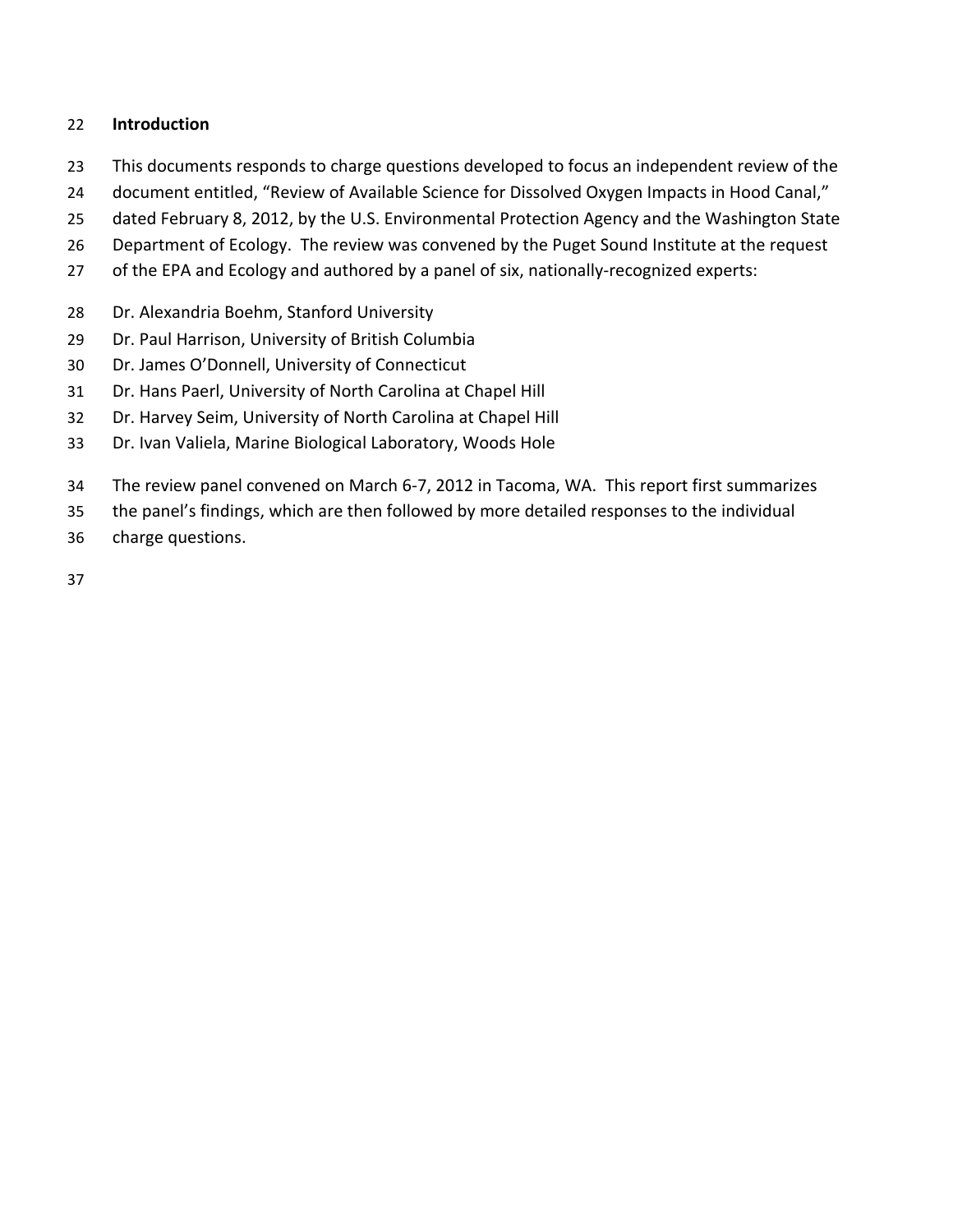## Introduction

This documents responds to charge questions developed to focus an independent review of the document entitled, "Review of Available Science for Dissolved Oxygen Impacts in Hood Canal," dated February 8, 2012, by the U.S. Environmental Protection Agency and the Washington State Department of Ecology. The review was convened by the Puget Sound Institute at the request of the EPA and Ecology and authored by a panel of six, nationally-recognized experts:

Dr. Alexandria Boehm, Stanford University  
Dr. Paul Harrison, University of British Columbia  
Dr. James O'Donnell, University of Connecticut  
Dr. Hans Paerl, University of North Carolina at Chapel Hill  
Dr. Harvey Seim, University of North Carolina at Chapel Hill  
Dr. Ivan Valiela, Marine Biological Laboratory, Woods Hole

The review panel convened on March 6-7, 2012 in Tacoma, WA. This report first summarizes the panel's findings, which are then followed by more detailed responses to the individual charge questions.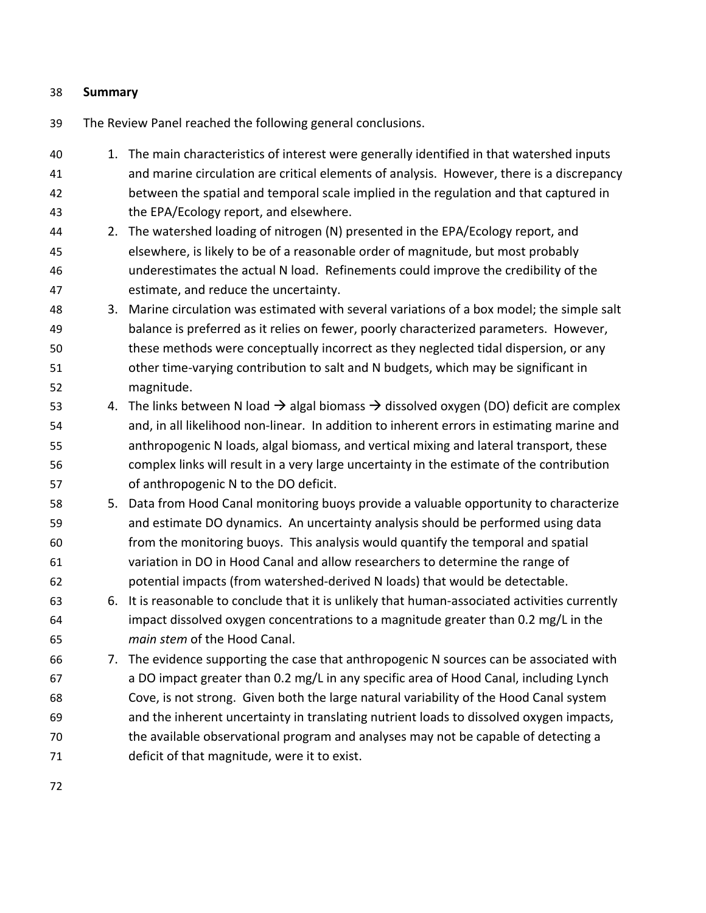## Summary

The Review Panel reached the following general conclusions.

1. The main characteristics of interest were generally identified in that watershed inputs and marine circulation are critical elements of analysis. However, there is a discrepancy between the spatial and temporal scale implied in the regulation and that captured in the EPA/Ecology report, and elsewhere.
2. The watershed loading of nitrogen (N) presented in the EPA/Ecology report, and elsewhere, is likely to be of a reasonable order of magnitude, but most probably underestimates the actual N load. Refinements could improve the credibility of the estimate, and reduce the uncertainty.
3. Marine circulation was estimated with several variations of a box model; the simple salt balance is preferred as it relies on fewer, poorly characterized parameters. However, these methods were conceptually incorrect as they neglected tidal dispersion, or any other time-varying contribution to salt and N budgets, which may be significant in magnitude.
4. The links between N load → algal biomass → dissolved oxygen (DO) deficit are complex and, in all likelihood non-linear. In addition to inherent errors in estimating marine and anthropogenic N loads, algal biomass, and vertical mixing and lateral transport, these complex links will result in a very large uncertainty in the estimate of the contribution of anthropogenic N to the DO deficit.
5. Data from Hood Canal monitoring buoys provide a valuable opportunity to characterize and estimate DO dynamics. An uncertainty analysis should be performed using data from the monitoring buoys. This analysis would quantify the temporal and spatial variation in DO in Hood Canal and allow researchers to determine the range of potential impacts (from watershed-derived N loads) that would be detectable.
6. It is reasonable to conclude that it is unlikely that human-associated activities currently impact dissolved oxygen concentrations to a magnitude greater than 0.2 mg/L in the *main stem* of the Hood Canal.
7. The evidence supporting the case that anthropogenic N sources can be associated with a DO impact greater than 0.2 mg/L in any specific area of Hood Canal, including Lynch Cove, is not strong. Given both the large natural variability of the Hood Canal system and the inherent uncertainty in translating nutrient loads to dissolved oxygen impacts, the available observational program and analyses may not be capable of detecting a deficit of that magnitude, were it to exist.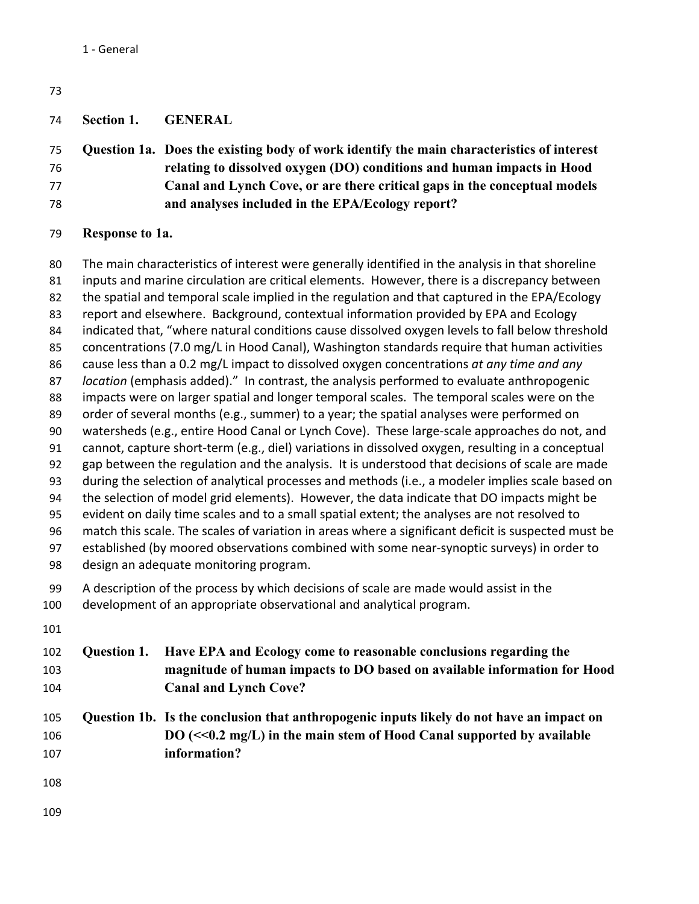## Section 1. GENERAL

**Question 1a. Does the existing body of work identify the main characteristics of interest relating to dissolved oxygen (DO) conditions and human impacts in Hood Canal and Lynch Cove, or are there critical gaps in the conceptual models and analyses included in the EPA/Ecology report?**

**Response to 1a.**

The main characteristics of interest were generally identified in the analysis in that shoreline inputs and marine circulation are critical elements. However, there is a discrepancy between the spatial and temporal scale implied in the regulation and that captured in the EPA/Ecology report and elsewhere. Background, contextual information provided by EPA and Ecology indicated that, "where natural conditions cause dissolved oxygen levels to fall below threshold concentrations (7.0 mg/L in Hood Canal), Washington standards require that human activities cause less than a 0.2 mg/L impact to dissolved oxygen concentrations *at any time and any location* (emphasis added)." In contrast, the analysis performed to evaluate anthropogenic impacts were on larger spatial and longer temporal scales. The temporal scales were on the order of several months (e.g., summer) to a year; the spatial analyses were performed on watersheds (e.g., entire Hood Canal or Lynch Cove). These large-scale approaches do not, and cannot, capture short-term (e.g., diel) variations in dissolved oxygen, resulting in a conceptual gap between the regulation and the analysis. It is understood that decisions of scale are made during the selection of analytical processes and methods (i.e., a modeler implies scale based on the selection of model grid elements). However, the data indicate that DO impacts might be evident on daily time scales and to a small spatial extent; the analyses are not resolved to match this scale. The scales of variation in areas where a significant deficit is suspected must be established (by moored observations combined with some near-synoptic surveys) in order to design an adequate monitoring program.

A description of the process by which decisions of scale are made would assist in the development of an appropriate observational and analytical program.

**Question 1. Have EPA and Ecology come to reasonable conclusions regarding the magnitude of human impacts to DO based on available information for Hood Canal and Lynch Cove?**

**Question 1b. Is the conclusion that anthropogenic inputs likely do not have an impact on DO (<<0.2 mg/L) in the main stem of Hood Canal supported by available information?**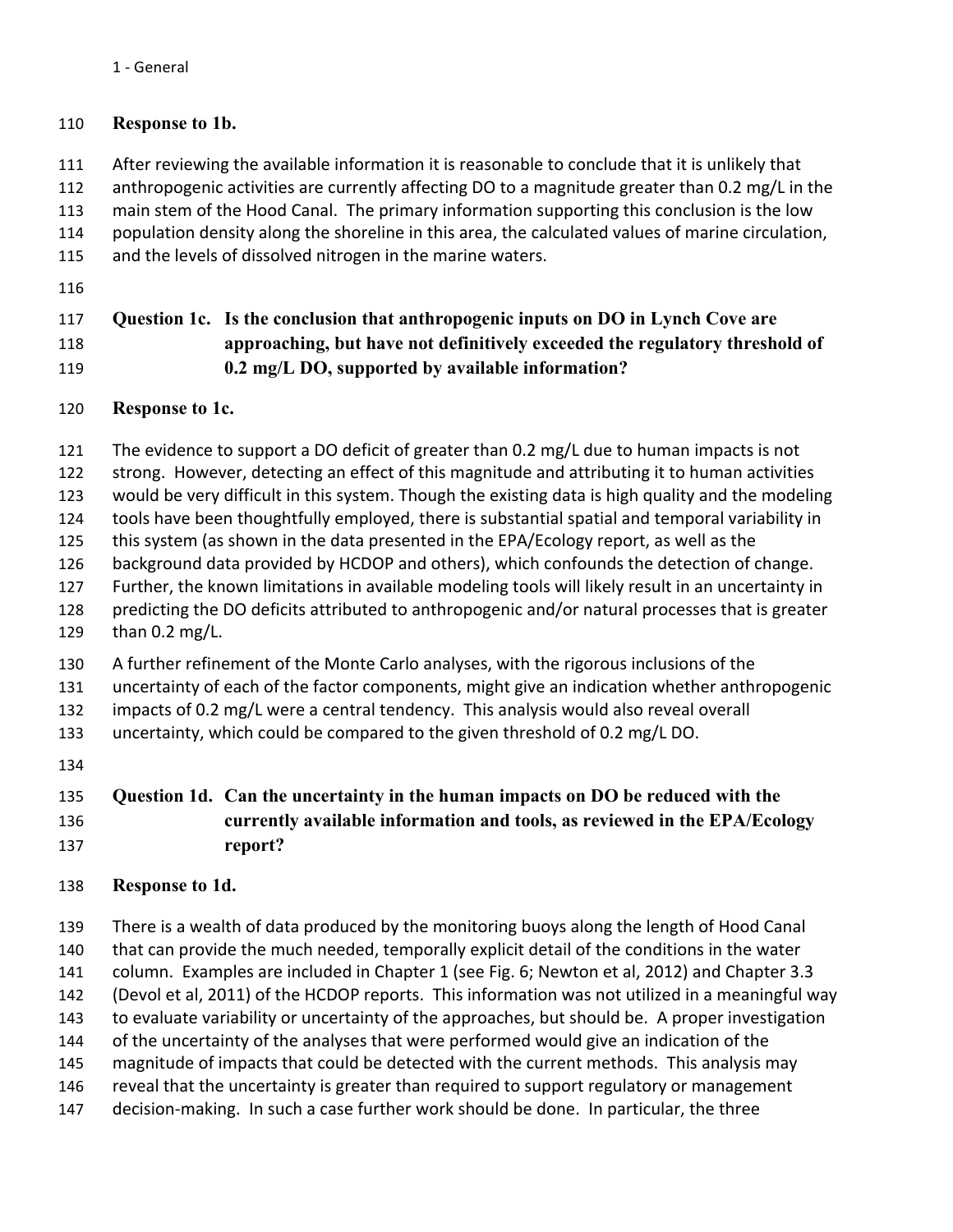**Response to 1b.**

After reviewing the available information it is reasonable to conclude that it is unlikely that anthropogenic activities are currently affecting DO to a magnitude greater than 0.2 mg/L in the main stem of the Hood Canal. The primary information supporting this conclusion is the low population density along the shoreline in this area, the calculated values of marine circulation, and the levels of dissolved nitrogen in the marine waters.

**Question 1c. Is the conclusion that anthropogenic inputs on DO in Lynch Cove are approaching, but have not definitively exceeded the regulatory threshold of 0.2 mg/L DO, supported by available information?**

**Response to 1c.**

The evidence to support a DO deficit of greater than 0.2 mg/L due to human impacts is not strong. However, detecting an effect of this magnitude and attributing it to human activities would be very difficult in this system. Though the existing data is high quality and the modeling tools have been thoughtfully employed, there is substantial spatial and temporal variability in this system (as shown in the data presented in the EPA/Ecology report, as well as the background data provided by HCDOP and others), which confounds the detection of change. Further, the known limitations in available modeling tools will likely result in an uncertainty in predicting the DO deficits attributed to anthropogenic and/or natural processes that is greater than 0.2 mg/L.

A further refinement of the Monte Carlo analyses, with the rigorous inclusions of the uncertainty of each of the factor components, might give an indication whether anthropogenic impacts of 0.2 mg/L were a central tendency. This analysis would also reveal overall uncertainty, which could be compared to the given threshold of 0.2 mg/L DO.

**Question 1d. Can the uncertainty in the human impacts on DO be reduced with the currently available information and tools, as reviewed in the EPA/Ecology report?**

**Response to 1d.**

There is a wealth of data produced by the monitoring buoys along the length of Hood Canal that can provide the much needed, temporally explicit detail of the conditions in the water column. Examples are included in Chapter 1 (see Fig. 6; Newton et al, 2012) and Chapter 3.3 (Devol et al, 2011) of the HCDOP reports. This information was not utilized in a meaningful way to evaluate variability or uncertainty of the approaches, but should be. A proper investigation of the uncertainty of the analyses that were performed would give an indication of the magnitude of impacts that could be detected with the current methods. This analysis may reveal that the uncertainty is greater than required to support regulatory or management decision-making. In such a case further work should be done. In particular, the three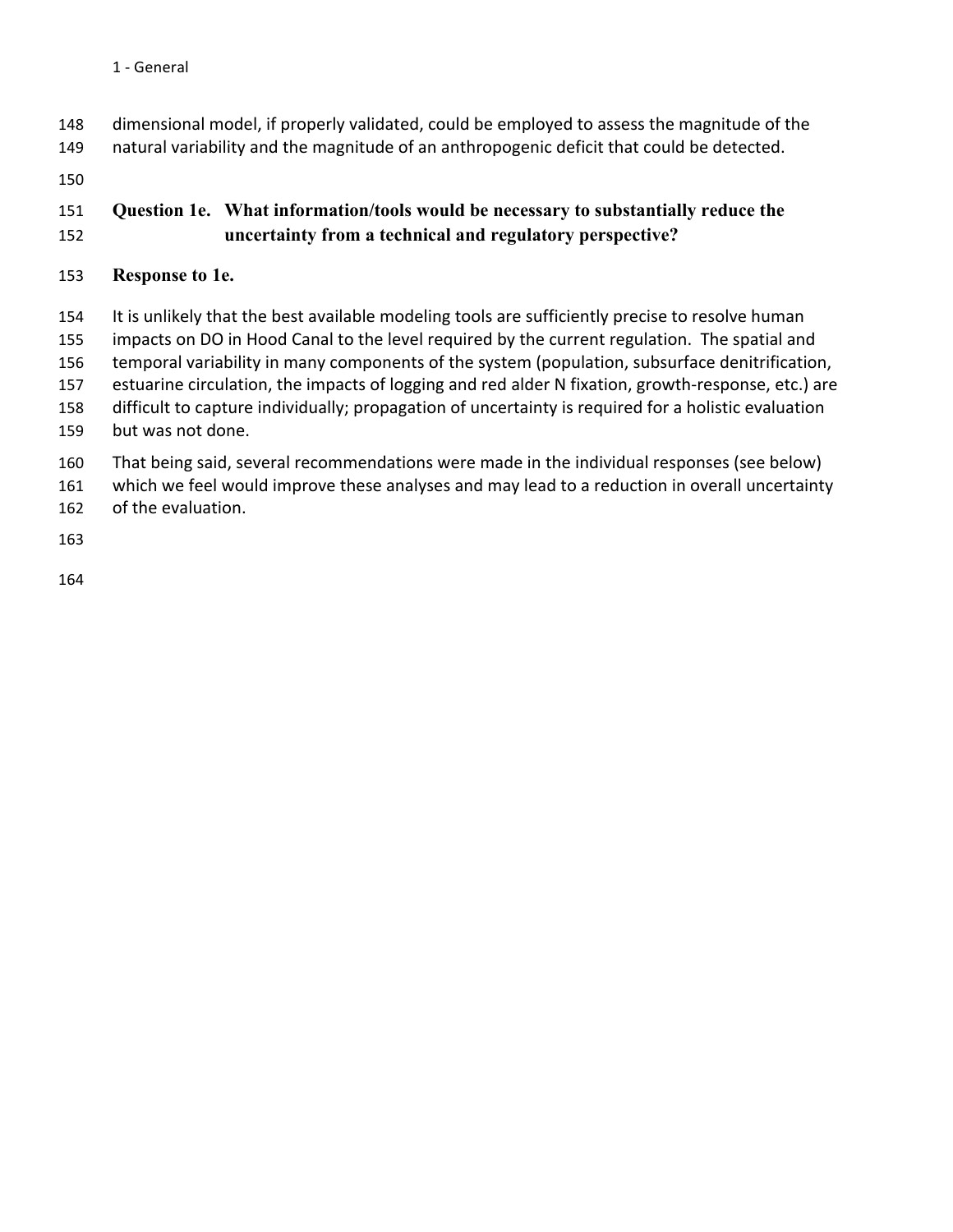dimensional model, if properly validated, could be employed to assess the magnitude of the natural variability and the magnitude of an anthropogenic deficit that could be detected.

### Question 1e. What information/tools would be necessary to substantially reduce the uncertainty from a technical and regulatory perspective?

**Response to 1e.**

It is unlikely that the best available modeling tools are sufficiently precise to resolve human impacts on DO in Hood Canal to the level required by the current regulation. The spatial and temporal variability in many components of the system (population, subsurface denitrification, estuarine circulation, the impacts of logging and red alder N fixation, growth-response, etc.) are difficult to capture individually; propagation of uncertainty is required for a holistic evaluation but was not done.

That being said, several recommendations were made in the individual responses (see below) which we feel would improve these analyses and may lead to a reduction in overall uncertainty of the evaluation.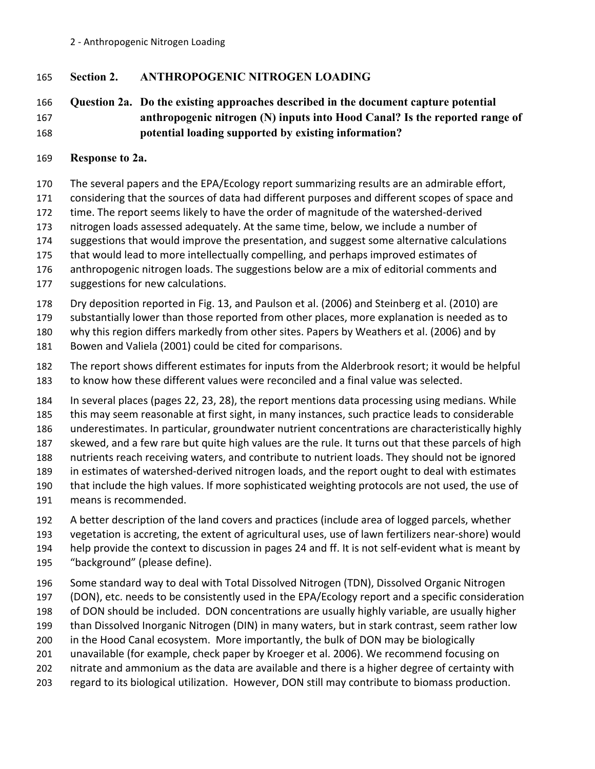## Section 2. ANTHROPOGENIC NITROGEN LOADING

### Question 2a. Do the existing approaches described in the document capture potential anthropogenic nitrogen (N) inputs into Hood Canal? Is the reported range of potential loading supported by existing information?

**Response to 2a.**

The several papers and the EPA/Ecology report summarizing results are an admirable effort, considering that the sources of data had different purposes and different scopes of space and time. The report seems likely to have the order of magnitude of the watershed-derived nitrogen loads assessed adequately. At the same time, below, we include a number of suggestions that would improve the presentation, and suggest some alternative calculations that would lead to more intellectually compelling, and perhaps improved estimates of anthropogenic nitrogen loads. The suggestions below are a mix of editorial comments and suggestions for new calculations.

Dry deposition reported in Fig. 13, and Paulson et al. (2006) and Steinberg et al. (2010) are substantially lower than those reported from other places, more explanation is needed as to why this region differs markedly from other sites. Papers by Weathers et al. (2006) and by Bowen and Valiela (2001) could be cited for comparisons.

The report shows different estimates for inputs from the Alderbrook resort; it would be helpful to know how these different values were reconciled and a final value was selected.

In several places (pages 22, 23, 28), the report mentions data processing using medians. While this may seem reasonable at first sight, in many instances, such practice leads to considerable underestimates. In particular, groundwater nutrient concentrations are characteristically highly skewed, and a few rare but quite high values are the rule. It turns out that these parcels of high nutrients reach receiving waters, and contribute to nutrient loads. They should not be ignored in estimates of watershed-derived nitrogen loads, and the report ought to deal with estimates that include the high values. If more sophisticated weighting protocols are not used, the use of means is recommended.

A better description of the land covers and practices (include area of logged parcels, whether vegetation is accreting, the extent of agricultural uses, use of lawn fertilizers near-shore) would help provide the context to discussion in pages 24 and ff. It is not self-evident what is meant by "background" (please define).

Some standard way to deal with Total Dissolved Nitrogen (TDN), Dissolved Organic Nitrogen (DON), etc. needs to be consistently used in the EPA/Ecology report and a specific consideration of DON should be included. DON concentrations are usually highly variable, are usually higher than Dissolved Inorganic Nitrogen (DIN) in many waters, but in stark contrast, seem rather low in the Hood Canal ecosystem. More importantly, the bulk of DON may be biologically unavailable (for example, check paper by Kroeger et al. 2006). We recommend focusing on nitrate and ammonium as the data are available and there is a higher degree of certainty with regard to its biological utilization. However, DON still may contribute to biomass production.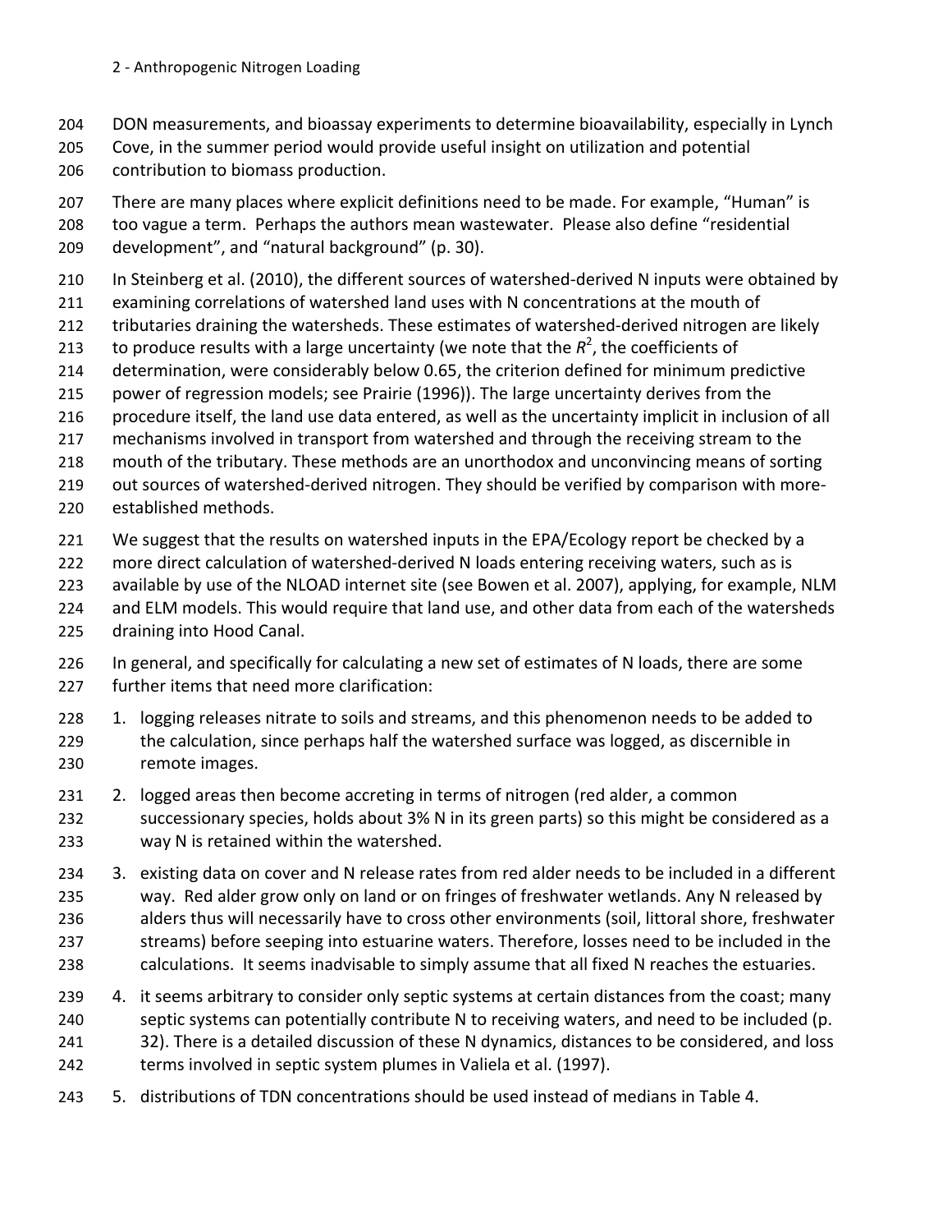DON measurements, and bioassay experiments to determine bioavailability, especially in Lynch Cove, in the summer period would provide useful insight on utilization and potential contribution to biomass production.

There are many places where explicit definitions need to be made. For example, "Human" is too vague a term. Perhaps the authors mean wastewater. Please also define "residential development", and "natural background" (p. 30).

In Steinberg et al. (2010), the different sources of watershed-derived N inputs were obtained by examining correlations of watershed land uses with N concentrations at the mouth of tributaries draining the watersheds. These estimates of watershed-derived nitrogen are likely to produce results with a large uncertainty (we note that the $R^2$, the coefficients of determination, were considerably below 0.65, the criterion defined for minimum predictive power of regression models; see Prairie (1996)). The large uncertainty derives from the procedure itself, the land use data entered, as well as the uncertainty implicit in inclusion of all mechanisms involved in transport from watershed and through the receiving stream to the mouth of the tributary. These methods are an unorthodox and unconvincing means of sorting out sources of watershed-derived nitrogen. They should be verified by comparison with more-established methods.

We suggest that the results on watershed inputs in the EPA/Ecology report be checked by a more direct calculation of watershed-derived N loads entering receiving waters, such as is available by use of the NLOAD internet site (see Bowen et al. 2007), applying, for example, NLM and ELM models. This would require that land use, and other data from each of the watersheds draining into Hood Canal.

In general, and specifically for calculating a new set of estimates of N loads, there are some further items that need more clarification:

1. logging releases nitrate to soils and streams, and this phenomenon needs to be added to the calculation, since perhaps half the watershed surface was logged, as discernible in remote images.
2. logged areas then become accreting in terms of nitrogen (red alder, a common successionary species, holds about 3% N in its green parts) so this might be considered as a way N is retained within the watershed.
3. existing data on cover and N release rates from red alder needs to be included in a different way. Red alder grow only on land or on fringes of freshwater wetlands. Any N released by alders thus will necessarily have to cross other environments (soil, littoral shore, freshwater streams) before seeping into estuarine waters. Therefore, losses need to be included in the calculations. It seems inadvisable to simply assume that all fixed N reaches the estuaries.
4. it seems arbitrary to consider only septic systems at certain distances from the coast; many septic systems can potentially contribute N to receiving waters, and need to be included (p. 32). There is a detailed discussion of these N dynamics, distances to be considered, and loss terms involved in septic system plumes in Valiela et al. (1997).
5. distributions of TDN concentrations should be used instead of medians in Table 4.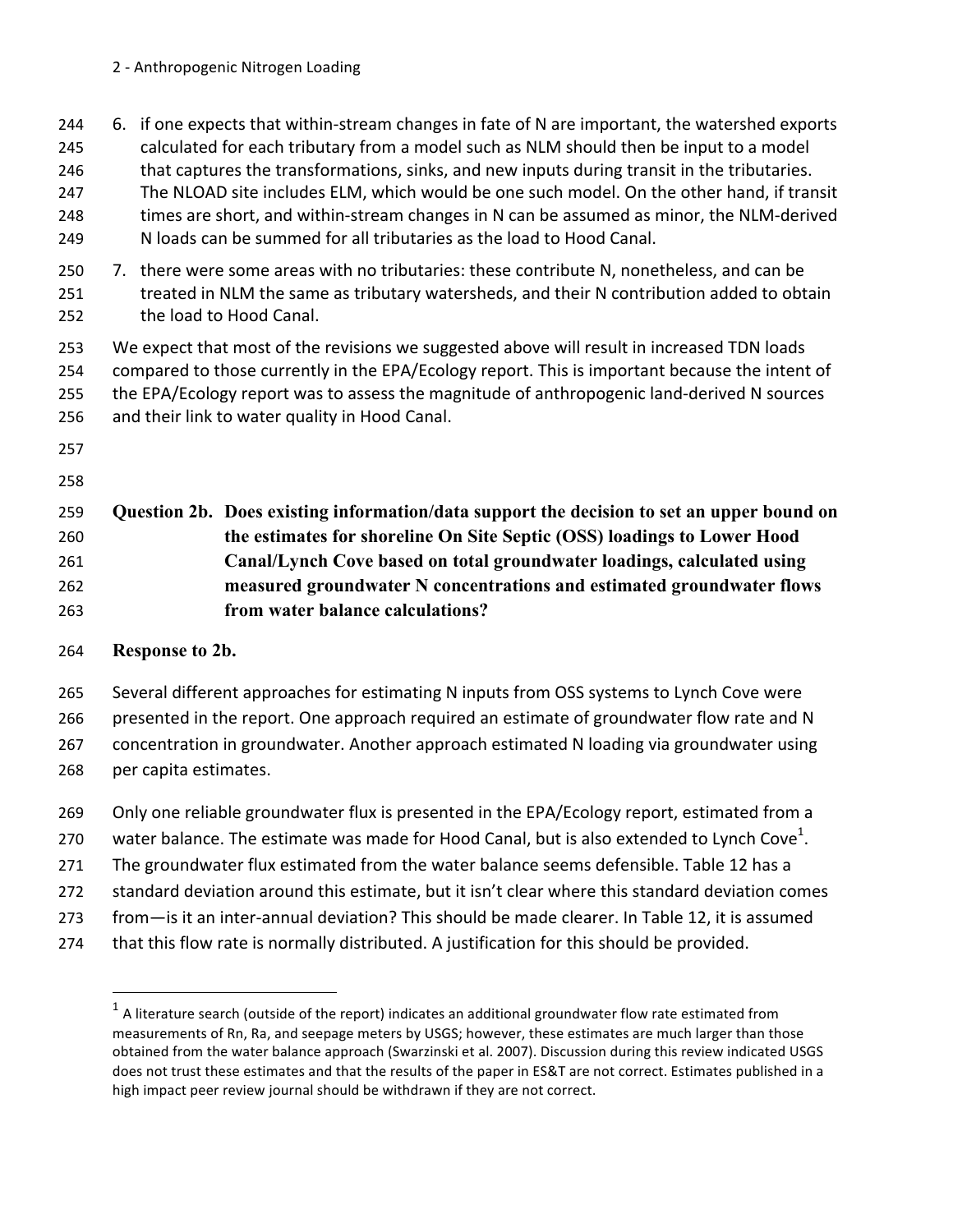6. if one expects that within-stream changes in fate of N are important, the watershed exports calculated for each tributary from a model such as NLM should then be input to a model that captures the transformations, sinks, and new inputs during transit in the tributaries. The NLOAD site includes ELM, which would be one such model. On the other hand, if transit times are short, and within-stream changes in N can be assumed as minor, the NLM-derived N loads can be summed for all tributaries as the load to Hood Canal.
7. there were some areas with no tributaries: these contribute N, nonetheless, and can be treated in NLM the same as tributary watersheds, and their N contribution added to obtain the load to Hood Canal.

We expect that most of the revisions we suggested above will result in increased TDN loads compared to those currently in the EPA/Ecology report. This is important because the intent of the EPA/Ecology report was to assess the magnitude of anthropogenic land-derived N sources and their link to water quality in Hood Canal.

**Question 2b. Does existing information/data support the decision to set an upper bound on the estimates for shoreline On Site Septic (OSS) loadings to Lower Hood Canal/Lynch Cove based on total groundwater loadings, calculated using measured groundwater N concentrations and estimated groundwater flows from water balance calculations?**

**Response to 2b.**

Several different approaches for estimating N inputs from OSS systems to Lynch Cove were presented in the report. One approach required an estimate of groundwater flow rate and N concentration in groundwater. Another approach estimated N loading via groundwater using per capita estimates.

Only one reliable groundwater flux is presented in the EPA/Ecology report, estimated from a water balance. The estimate was made for Hood Canal, but is also extended to Lynch Cove[1]. The groundwater flux estimated from the water balance seems defensible. Table 12 has a standard deviation around this estimate, but it isn't clear where this standard deviation comes from—is it an inter-annual deviation? This should be made clearer. In Table 12, it is assumed that this flow rate is normally distributed. A justification for this should be provided.

---

[1] A literature search (outside of the report) indicates an additional groundwater flow rate estimated from measurements of Rn, Ra, and seepage meters by USGS; however, these estimates are much larger than those obtained from the water balance approach (Swarzinski et al. 2007). Discussion during this review indicated USGS does not trust these estimates and that the results of the paper in ES&T are not correct. Estimates published in a high impact peer review journal should be withdrawn if they are not correct.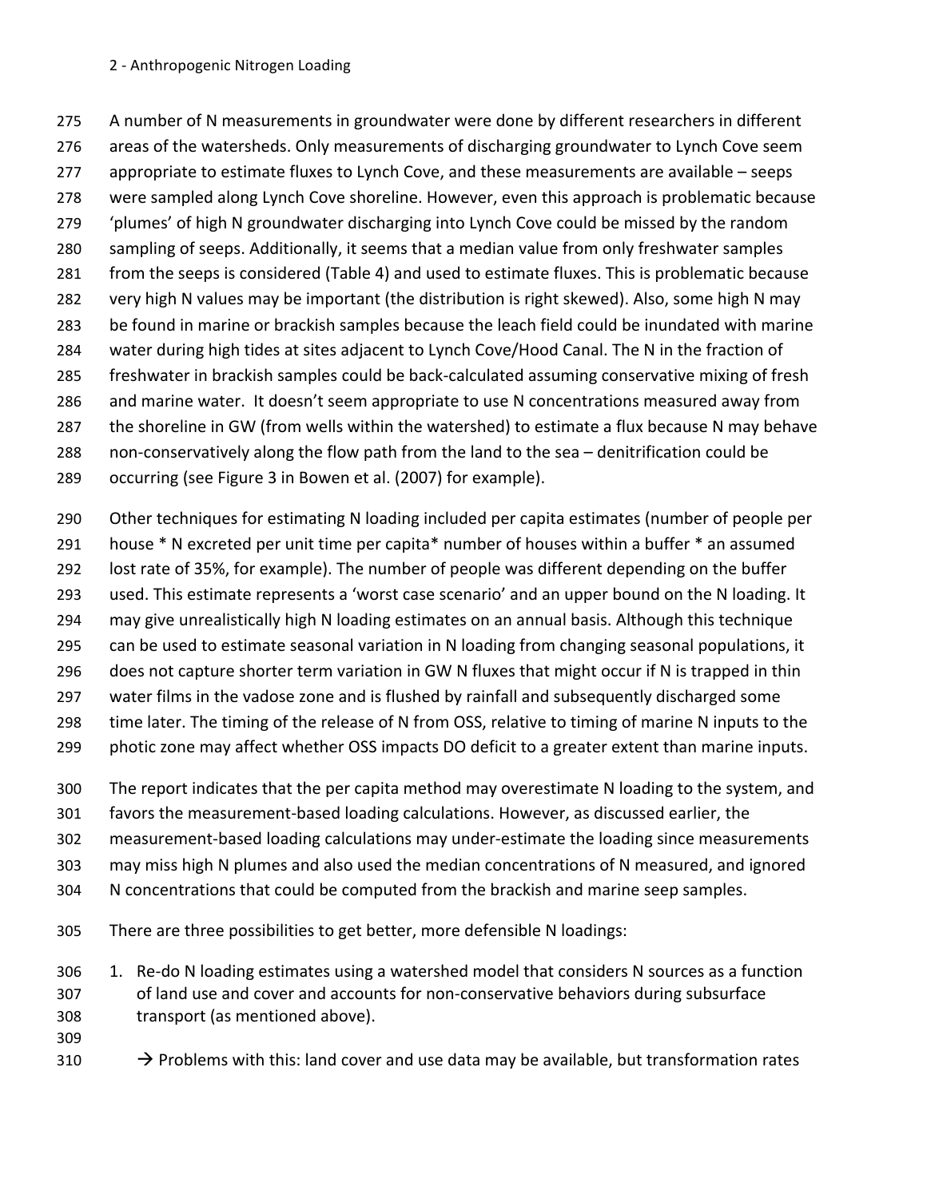A number of N measurements in groundwater were done by different researchers in different areas of the watersheds. Only measurements of discharging groundwater to Lynch Cove seem appropriate to estimate fluxes to Lynch Cove, and these measurements are available – seeps were sampled along Lynch Cove shoreline. However, even this approach is problematic because 'plumes' of high N groundwater discharging into Lynch Cove could be missed by the random sampling of seeps. Additionally, it seems that a median value from only freshwater samples from the seeps is considered (Table 4) and used to estimate fluxes. This is problematic because very high N values may be important (the distribution is right skewed). Also, some high N may be found in marine or brackish samples because the leach field could be inundated with marine water during high tides at sites adjacent to Lynch Cove/Hood Canal. The N in the fraction of freshwater in brackish samples could be back-calculated assuming conservative mixing of fresh and marine water. It doesn't seem appropriate to use N concentrations measured away from the shoreline in GW (from wells within the watershed) to estimate a flux because N may behave non-conservatively along the flow path from the land to the sea – denitrification could be occurring (see Figure 3 in Bowen et al. (2007) for example).

Other techniques for estimating N loading included per capita estimates (number of people per house * N excreted per unit time per capita* number of houses within a buffer * an assumed lost rate of 35%, for example). The number of people was different depending on the buffer used. This estimate represents a 'worst case scenario' and an upper bound on the N loading. It may give unrealistically high N loading estimates on an annual basis. Although this technique can be used to estimate seasonal variation in N loading from changing seasonal populations, it does not capture shorter term variation in GW N fluxes that might occur if N is trapped in thin water films in the vadose zone and is flushed by rainfall and subsequently discharged some time later. The timing of the release of N from OSS, relative to timing of marine N inputs to the photic zone may affect whether OSS impacts DO deficit to a greater extent than marine inputs.

The report indicates that the per capita method may overestimate N loading to the system, and favors the measurement-based loading calculations. However, as discussed earlier, the measurement-based loading calculations may under-estimate the loading since measurements may miss high N plumes and also used the median concentrations of N measured, and ignored N concentrations that could be computed from the brackish and marine seep samples.

There are three possibilities to get better, more defensible N loadings:

1. Re-do N loading estimates using a watershed model that considers N sources as a function of land use and cover and accounts for non-conservative behaviors during subsurface transport (as mentioned above).

   → Problems with this: land cover and use data may be available, but transformation rates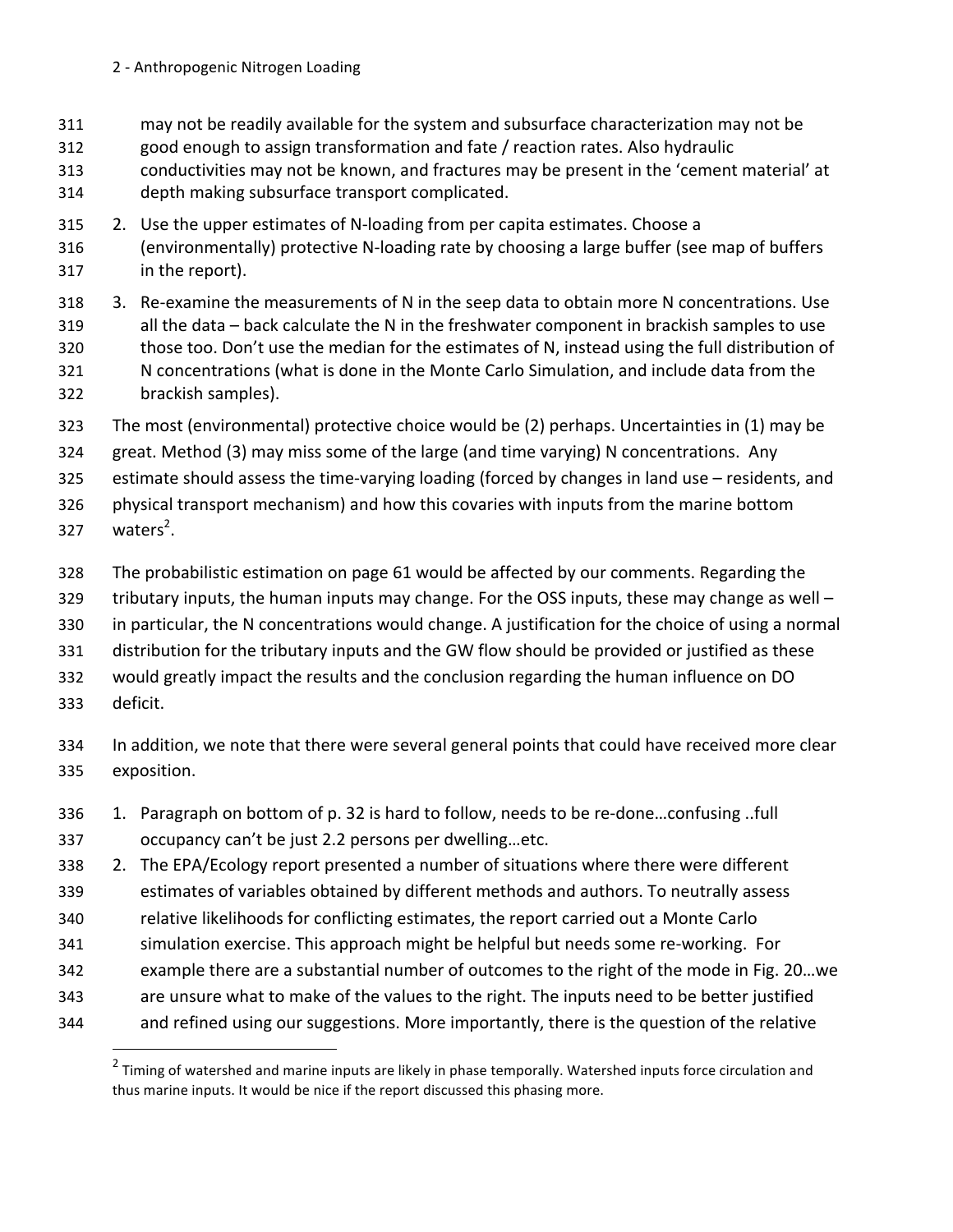may not be readily available for the system and subsurface characterization may not be good enough to assign transformation and fate / reaction rates. Also hydraulic conductivities may not be known, and fractures may be present in the 'cement material' at depth making subsurface transport complicated.

2. Use the upper estimates of N-loading from per capita estimates. Choose a (environmentally) protective N-loading rate by choosing a large buffer (see map of buffers in the report).
3. Re-examine the measurements of N in the seep data to obtain more N concentrations. Use all the data – back calculate the N in the freshwater component in brackish samples to use those too. Don't use the median for the estimates of N, instead using the full distribution of N concentrations (what is done in the Monte Carlo Simulation, and include data from the brackish samples).

The most (environmental) protective choice would be (2) perhaps. Uncertainties in (1) may be great. Method (3) may miss some of the large (and time varying) N concentrations. Any estimate should assess the time-varying loading (forced by changes in land use – residents, and physical transport mechanism) and how this covaries with inputs from the marine bottom waters[2].

The probabilistic estimation on page 61 would be affected by our comments. Regarding the tributary inputs, the human inputs may change. For the OSS inputs, these may change as well – in particular, the N concentrations would change. A justification for the choice of using a normal distribution for the tributary inputs and the GW flow should be provided or justified as these would greatly impact the results and the conclusion regarding the human influence on DO deficit.

In addition, we note that there were several general points that could have received more clear exposition.

1. Paragraph on bottom of p. 32 is hard to follow, needs to be re-done…confusing ..full occupancy can't be just 2.2 persons per dwelling…etc.
2. The EPA/Ecology report presented a number of situations where there were different estimates of variables obtained by different methods and authors. To neutrally assess relative likelihoods for conflicting estimates, the report carried out a Monte Carlo simulation exercise. This approach might be helpful but needs some re-working. For example there are a substantial number of outcomes to the right of the mode in Fig. 20…we are unsure what to make of the values to the right. The inputs need to be better justified and refined using our suggestions. More importantly, there is the question of the relative

[2] Timing of watershed and marine inputs are likely in phase temporally. Watershed inputs force circulation and thus marine inputs. It would be nice if the report discussed this phasing more.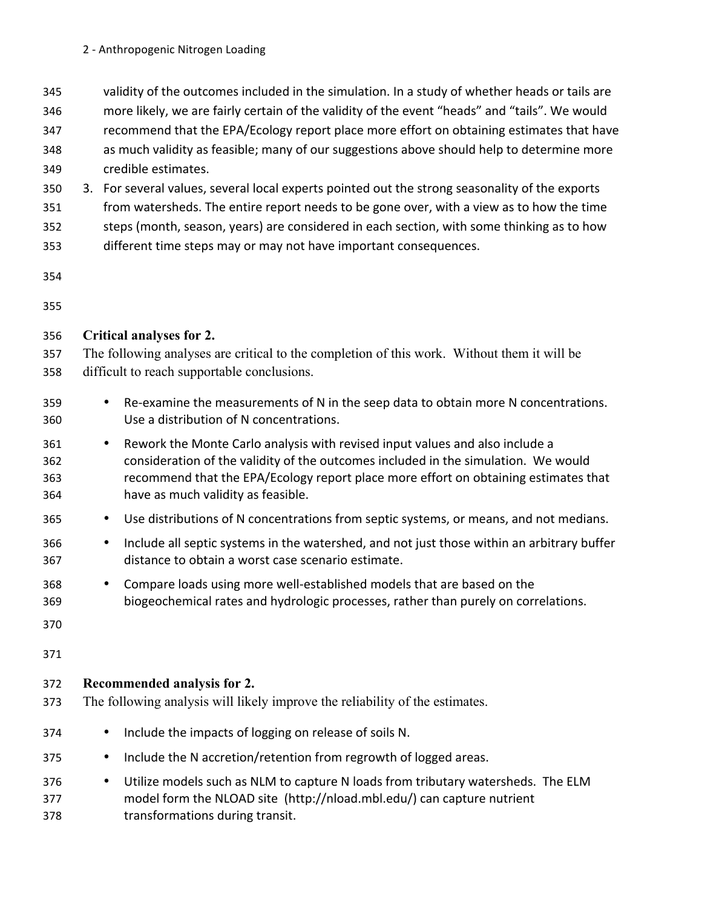validity of the outcomes included in the simulation. In a study of whether heads or tails are more likely, we are fairly certain of the validity of the event "heads" and "tails". We would recommend that the EPA/Ecology report place more effort on obtaining estimates that have as much validity as feasible; many of our suggestions above should help to determine more credible estimates.

3. For several values, several local experts pointed out the strong seasonality of the exports from watersheds. The entire report needs to be gone over, with a view as to how the time steps (month, season, years) are considered in each section, with some thinking as to how different time steps may or may not have important consequences.

**Critical analyses for 2.**

The following analyses are critical to the completion of this work. Without them it will be difficult to reach supportable conclusions.

- Re-examine the measurements of N in the seep data to obtain more N concentrations. Use a distribution of N concentrations.
- Rework the Monte Carlo analysis with revised input values and also include a consideration of the validity of the outcomes included in the simulation. We would recommend that the EPA/Ecology report place more effort on obtaining estimates that have as much validity as feasible.
- Use distributions of N concentrations from septic systems, or means, and not medians.
- Include all septic systems in the watershed, and not just those within an arbitrary buffer distance to obtain a worst case scenario estimate.
- Compare loads using more well-established models that are based on the biogeochemical rates and hydrologic processes, rather than purely on correlations.

**Recommended analysis for 2.**

The following analysis will likely improve the reliability of the estimates.

- Include the impacts of logging on release of soils N.
- Include the N accretion/retention from regrowth of logged areas.
- Utilize models such as NLM to capture N loads from tributary watersheds. The ELM model form the NLOAD site (http://nload.mbl.edu/) can capture nutrient transformations during transit.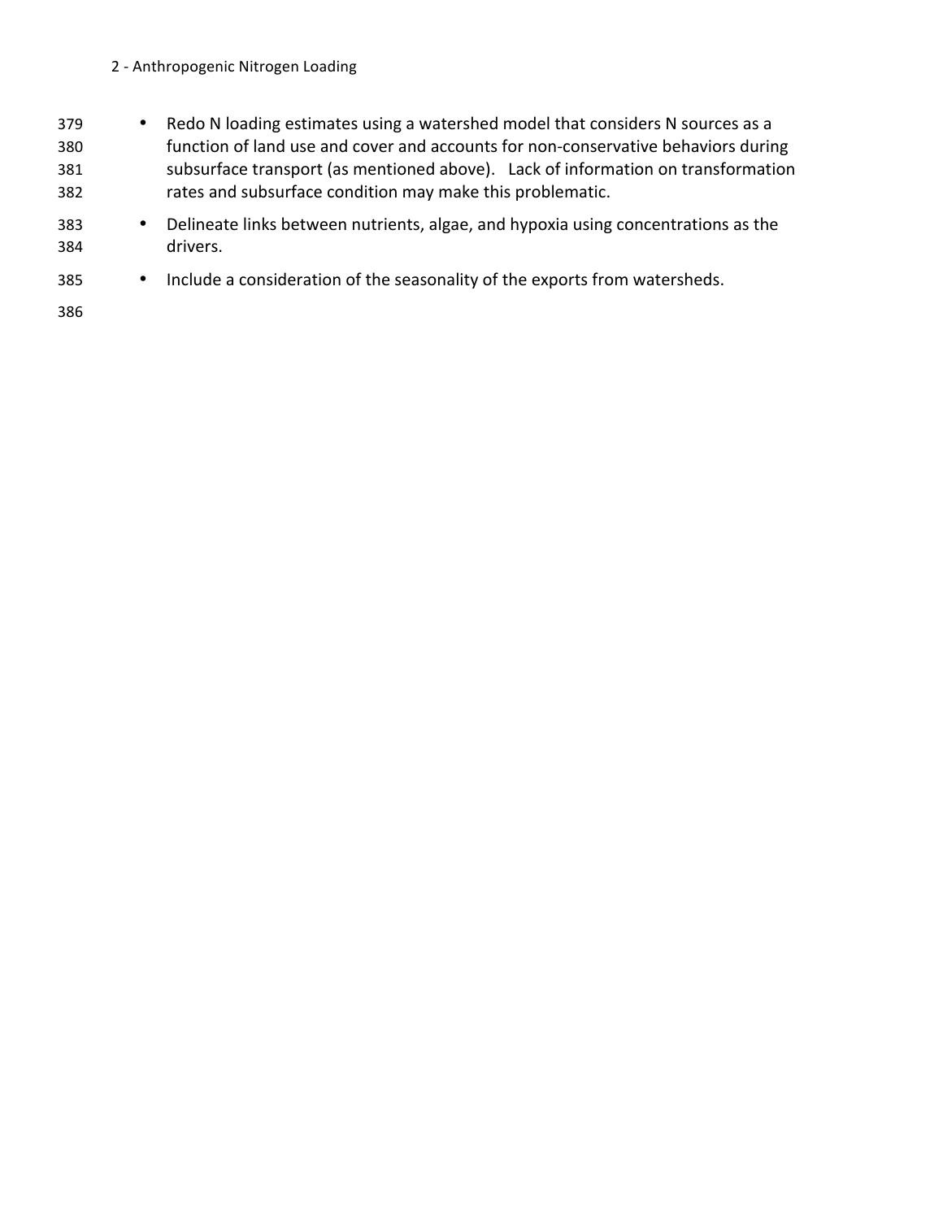- Redo N loading estimates using a watershed model that considers N sources as a function of land use and cover and accounts for non-conservative behaviors during subsurface transport (as mentioned above). Lack of information on transformation rates and subsurface condition may make this problematic.
- Delineate links between nutrients, algae, and hypoxia using concentrations as the drivers.
- Include a consideration of the seasonality of the exports from watersheds.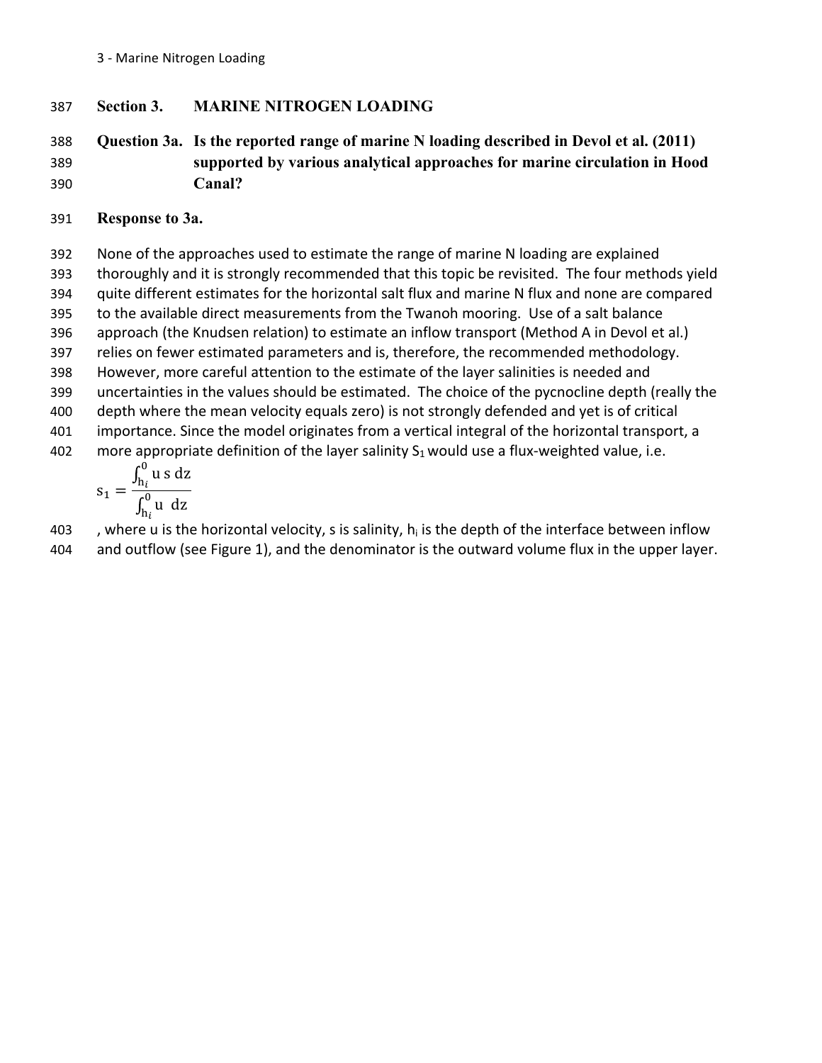## Section 3. MARINE NITROGEN LOADING

**Question 3a. Is the reported range of marine N loading described in Devol et al. (2011) supported by various analytical approaches for marine circulation in Hood Canal?**

**Response to 3a.**

None of the approaches used to estimate the range of marine N loading are explained thoroughly and it is strongly recommended that this topic be revisited. The four methods yield quite different estimates for the horizontal salt flux and marine N flux and none are compared to the available direct measurements from the Twanoh mooring. Use of a salt balance approach (the Knudsen relation) to estimate an inflow transport (Method A in Devol et al.) relies on fewer estimated parameters and is, therefore, the recommended methodology. However, more careful attention to the estimate of the layer salinities is needed and uncertainties in the values should be estimated. The choice of the pycnocline depth (really the depth where the mean velocity equals zero) is not strongly defended and yet is of critical importance. Since the model originates from a vertical integral of the horizontal transport, a more appropriate definition of the layer salinity $S_1$ would use a flux-weighted value, i.e.

$$s_1 = \frac{\int_{h_i}^{0} u\, s\, dz}{\int_{h_i}^{0} u\ \, dz}$$

, where u is the horizontal velocity, s is salinity, $h_i$ is the depth of the interface between inflow and outflow (see Figure 1), and the denominator is the outward volume flux in the upper layer.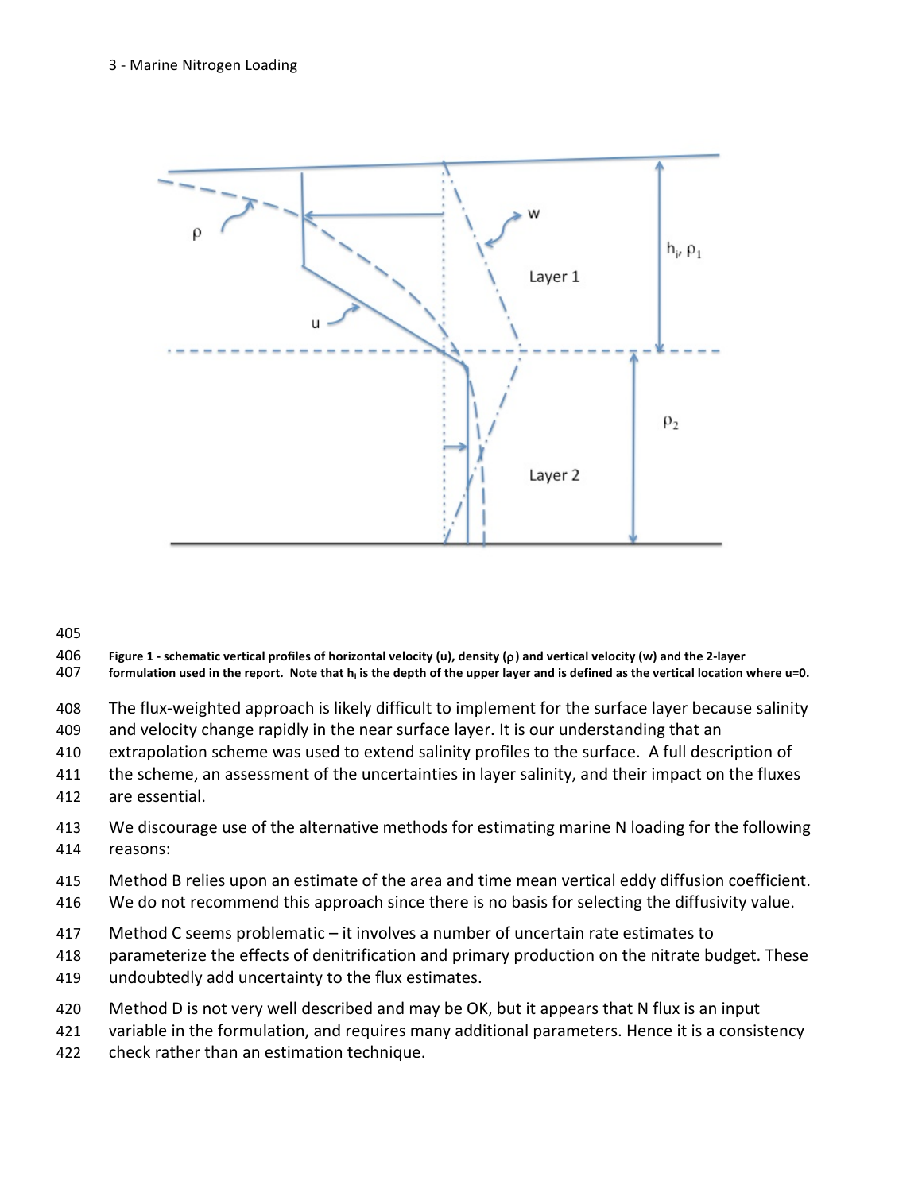Figure 1 - schematic vertical profiles of horizontal velocity (u), density ($\rho$) and vertical velocity (w) and the 2-layer formulation used in the report. Note that $h_i$ is the depth of the upper layer and is defined as the vertical location where u=0.

The flux-weighted approach is likely difficult to implement for the surface layer because salinity and velocity change rapidly in the near surface layer. It is our understanding that an extrapolation scheme was used to extend salinity profiles to the surface. A full description of the scheme, an assessment of the uncertainties in layer salinity, and their impact on the fluxes are essential.

We discourage use of the alternative methods for estimating marine N loading for the following reasons:

Method B relies upon an estimate of the area and time mean vertical eddy diffusion coefficient. We do not recommend this approach since there is no basis for selecting the diffusivity value.

Method C seems problematic – it involves a number of uncertain rate estimates to parameterize the effects of denitrification and primary production on the nitrate budget. These undoubtedly add uncertainty to the flux estimates.

Method D is not very well described and may be OK, but it appears that N flux is an input variable in the formulation, and requires many additional parameters. Hence it is a consistency check rather than an estimation technique.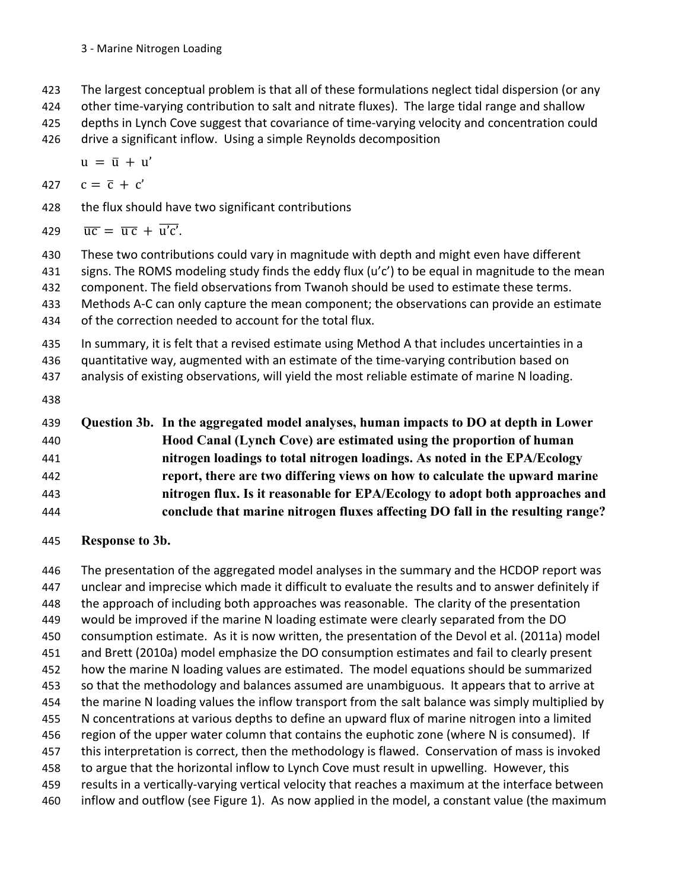The largest conceptual problem is that all of these formulations neglect tidal dispersion (or any other time-varying contribution to salt and nitrate fluxes). The large tidal range and shallow depths in Lynch Cove suggest that covariance of time-varying velocity and concentration could drive a significant inflow. Using a simple Reynolds decomposition

$$u = \bar{u} + u'$$

$$c = \bar{c} + c'$$

the flux should have two significant contributions

$$\overline{uc} = \bar{u}\,\bar{c} + \overline{u'c'}.$$

These two contributions could vary in magnitude with depth and might even have different signs. The ROMS modeling study finds the eddy flux ($u'c'$) to be equal in magnitude to the mean component. The field observations from Twanoh should be used to estimate these terms. Methods A-C can only capture the mean component; the observations can provide an estimate of the correction needed to account for the total flux.

In summary, it is felt that a revised estimate using Method A that includes uncertainties in a quantitative way, augmented with an estimate of the time-varying contribution based on analysis of existing observations, will yield the most reliable estimate of marine N loading.

**Question 3b. In the aggregated model analyses, human impacts to DO at depth in Lower Hood Canal (Lynch Cove) are estimated using the proportion of human nitrogen loadings to total nitrogen loadings. As noted in the EPA/Ecology report, there are two differing views on how to calculate the upward marine nitrogen flux. Is it reasonable for EPA/Ecology to adopt both approaches and conclude that marine nitrogen fluxes affecting DO fall in the resulting range?**

**Response to 3b.**

The presentation of the aggregated model analyses in the summary and the HCDOP report was unclear and imprecise which made it difficult to evaluate the results and to answer definitely if the approach of including both approaches was reasonable. The clarity of the presentation would be improved if the marine N loading estimate were clearly separated from the DO consumption estimate. As it is now written, the presentation of the Devol et al. (2011a) model and Brett (2010a) model emphasize the DO consumption estimates and fail to clearly present how the marine N loading values are estimated. The model equations should be summarized so that the methodology and balances assumed are unambiguous. It appears that to arrive at the marine N loading values the inflow transport from the salt balance was simply multiplied by N concentrations at various depths to define an upward flux of marine nitrogen into a limited region of the upper water column that contains the euphotic zone (where N is consumed). If this interpretation is correct, then the methodology is flawed. Conservation of mass is invoked to argue that the horizontal inflow to Lynch Cove must result in upwelling. However, this results in a vertically-varying vertical velocity that reaches a maximum at the interface between inflow and outflow (see Figure 1). As now applied in the model, a constant value (the maximum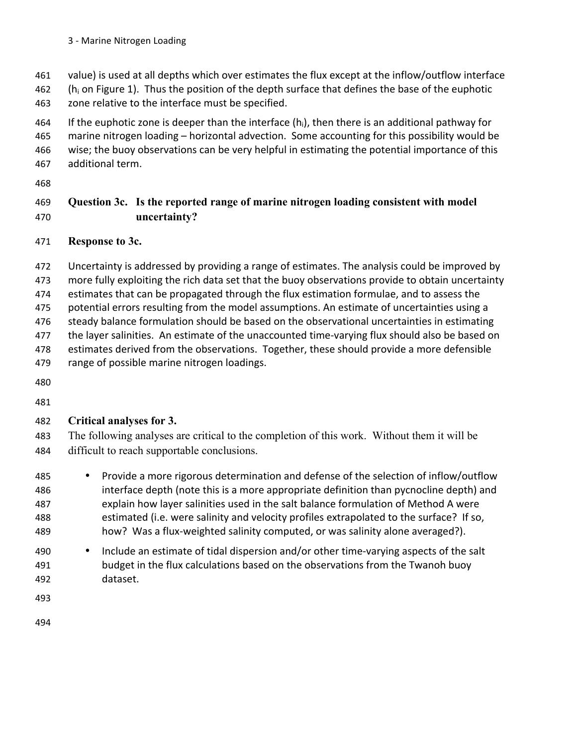value) is used at all depths which over estimates the flux except at the inflow/outflow interface ($h_i$ on Figure 1). Thus the position of the depth surface that defines the base of the euphotic zone relative to the interface must be specified.

If the euphotic zone is deeper than the interface ($h_i$), then there is an additional pathway for marine nitrogen loading – horizontal advection. Some accounting for this possibility would be wise; the buoy observations can be very helpful in estimating the potential importance of this additional term.

**Question 3c. Is the reported range of marine nitrogen loading consistent with model uncertainty?**

**Response to 3c.**

Uncertainty is addressed by providing a range of estimates. The analysis could be improved by more fully exploiting the rich data set that the buoy observations provide to obtain uncertainty estimates that can be propagated through the flux estimation formulae, and to assess the potential errors resulting from the model assumptions. An estimate of uncertainties using a steady balance formulation should be based on the observational uncertainties in estimating the layer salinities. An estimate of the unaccounted time-varying flux should also be based on estimates derived from the observations. Together, these should provide a more defensible range of possible marine nitrogen loadings.

**Critical analyses for 3.**

The following analyses are critical to the completion of this work. Without them it will be difficult to reach supportable conclusions.

- Provide a more rigorous determination and defense of the selection of inflow/outflow interface depth (note this is a more appropriate definition than pycnocline depth) and explain how layer salinities used in the salt balance formulation of Method A were estimated (i.e. were salinity and velocity profiles extrapolated to the surface? If so, how? Was a flux-weighted salinity computed, or was salinity alone averaged?).
- Include an estimate of tidal dispersion and/or other time-varying aspects of the salt budget in the flux calculations based on the observations from the Twanoh buoy dataset.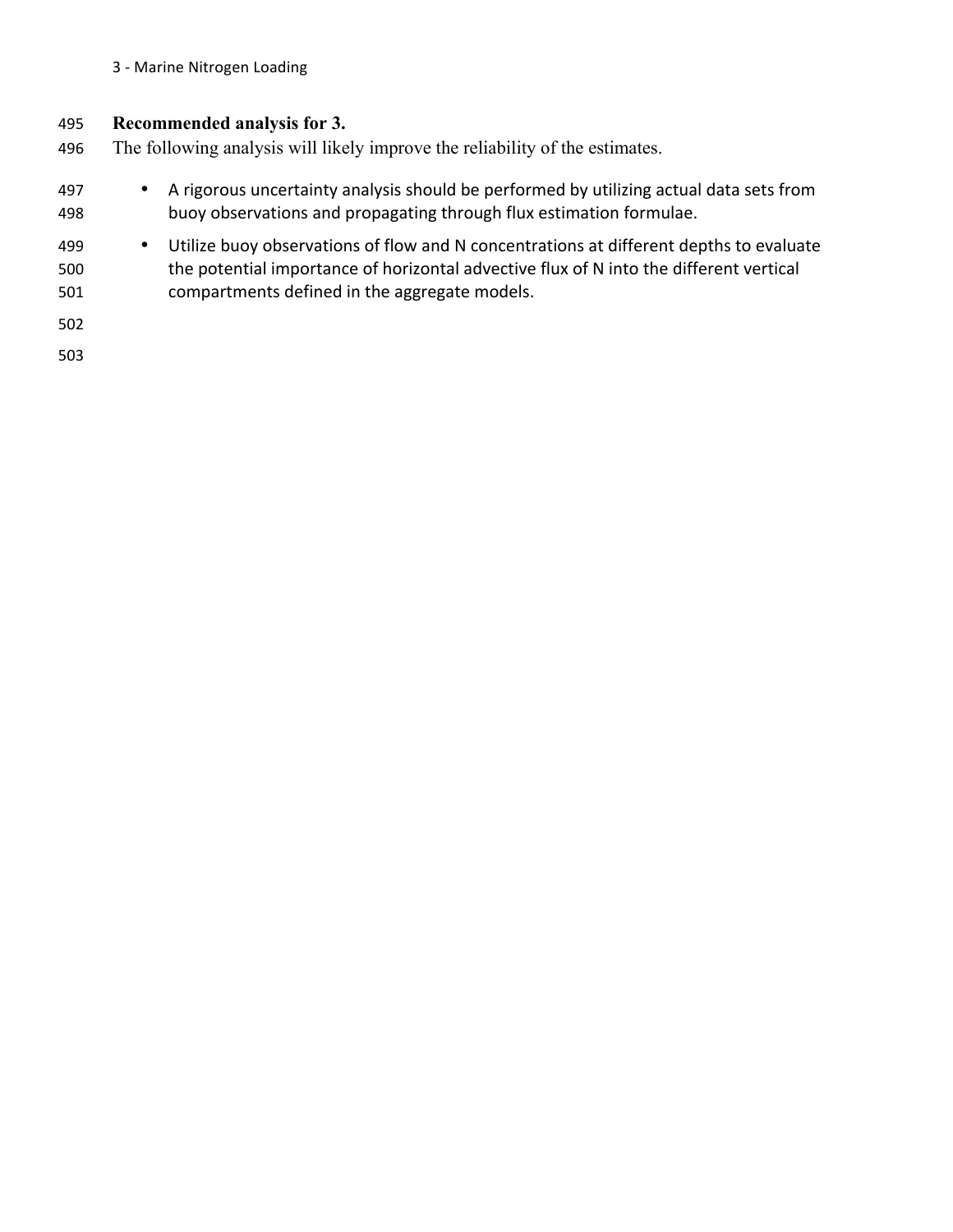**Recommended analysis for 3.**

The following analysis will likely improve the reliability of the estimates.

- A rigorous uncertainty analysis should be performed by utilizing actual data sets from buoy observations and propagating through flux estimation formulae.
- Utilize buoy observations of flow and N concentrations at different depths to evaluate the potential importance of horizontal advective flux of N into the different vertical compartments defined in the aggregate models.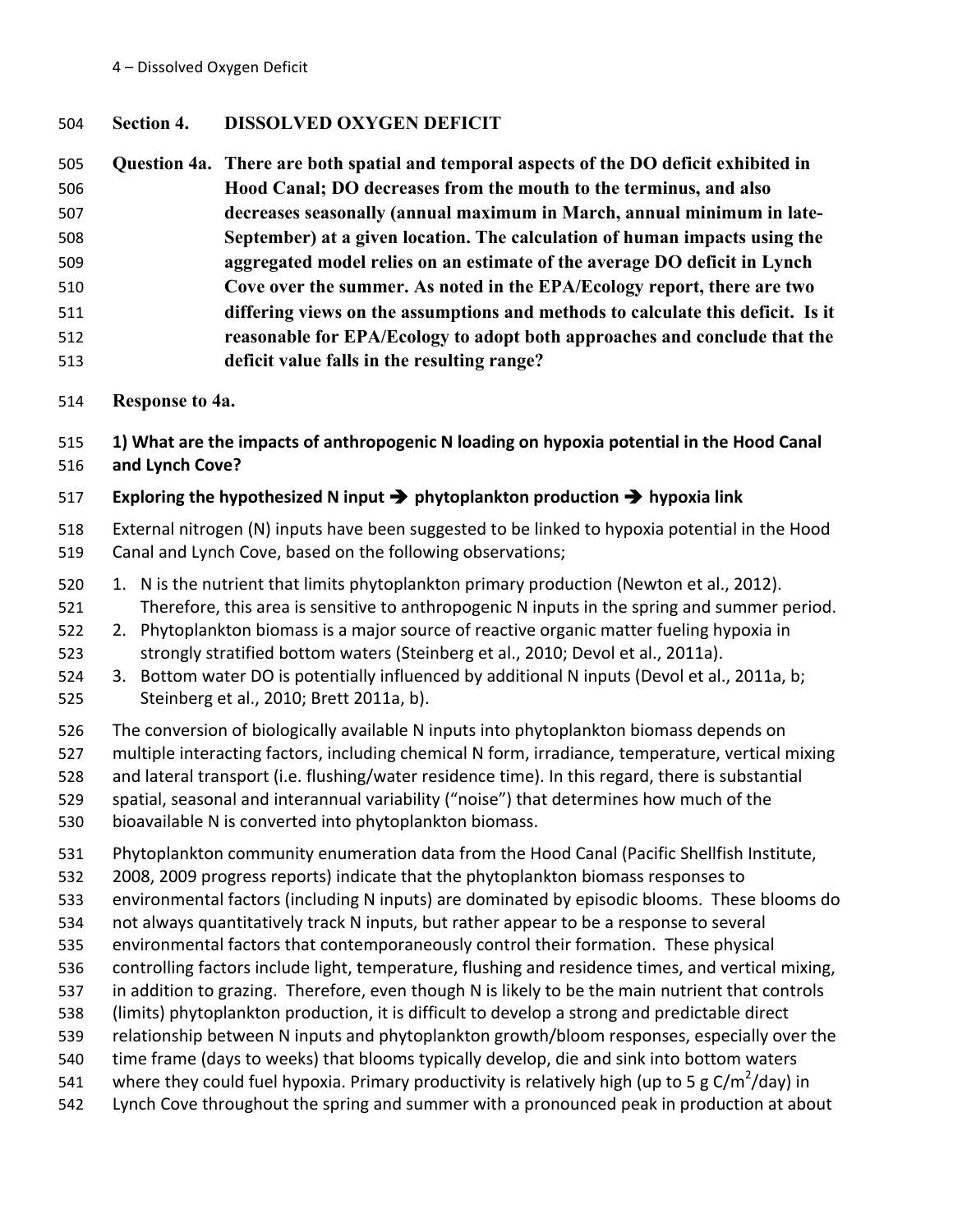## Section 4. DISSOLVED OXYGEN DEFICIT

**Question 4a. There are both spatial and temporal aspects of the DO deficit exhibited in Hood Canal; DO decreases from the mouth to the terminus, and also decreases seasonally (annual maximum in March, annual minimum in late-September) at a given location. The calculation of human impacts using the aggregated model relies on an estimate of the average DO deficit in Lynch Cove over the summer. As noted in the EPA/Ecology report, there are two differing views on the assumptions and methods to calculate this deficit. Is it reasonable for EPA/Ecology to adopt both approaches and conclude that the deficit value falls in the resulting range?**

**Response to 4a.**

**1) What are the impacts of anthropogenic N loading on hypoxia potential in the Hood Canal and Lynch Cove?**

**Exploring the hypothesized N input ➔ phytoplankton production ➔ hypoxia link**

External nitrogen (N) inputs have been suggested to be linked to hypoxia potential in the Hood Canal and Lynch Cove, based on the following observations;

1. N is the nutrient that limits phytoplankton primary production (Newton et al., 2012). Therefore, this area is sensitive to anthropogenic N inputs in the spring and summer period.
2. Phytoplankton biomass is a major source of reactive organic matter fueling hypoxia in strongly stratified bottom waters (Steinberg et al., 2010; Devol et al., 2011a).
3. Bottom water DO is potentially influenced by additional N inputs (Devol et al., 2011a, b; Steinberg et al., 2010; Brett 2011a, b).

The conversion of biologically available N inputs into phytoplankton biomass depends on multiple interacting factors, including chemical N form, irradiance, temperature, vertical mixing and lateral transport (i.e. flushing/water residence time). In this regard, there is substantial spatial, seasonal and interannual variability ("noise") that determines how much of the bioavailable N is converted into phytoplankton biomass.

Phytoplankton community enumeration data from the Hood Canal (Pacific Shellfish Institute, 2008, 2009 progress reports) indicate that the phytoplankton biomass responses to environmental factors (including N inputs) are dominated by episodic blooms. These blooms do not always quantitatively track N inputs, but rather appear to be a response to several environmental factors that contemporaneously control their formation. These physical controlling factors include light, temperature, flushing and residence times, and vertical mixing, in addition to grazing. Therefore, even though N is likely to be the main nutrient that controls (limits) phytoplankton production, it is difficult to develop a strong and predictable direct relationship between N inputs and phytoplankton growth/bloom responses, especially over the time frame (days to weeks) that blooms typically develop, die and sink into bottom waters where they could fuel hypoxia. Primary productivity is relatively high (up to 5 g C/$m^2$/day) in Lynch Cove throughout the spring and summer with a pronounced peak in production at about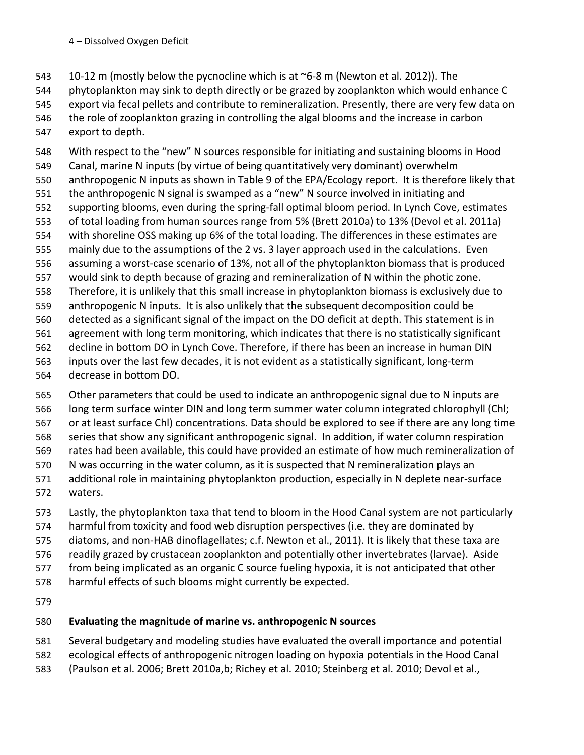10-12 m (mostly below the pycnocline which is at ~6-8 m (Newton et al. 2012)). The phytoplankton may sink to depth directly or be grazed by zooplankton which would enhance C export via fecal pellets and contribute to remineralization. Presently, there are very few data on the role of zooplankton grazing in controlling the algal blooms and the increase in carbon export to depth.

With respect to the "new" N sources responsible for initiating and sustaining blooms in Hood Canal, marine N inputs (by virtue of being quantitatively very dominant) overwhelm anthropogenic N inputs as shown in Table 9 of the EPA/Ecology report. It is therefore likely that the anthropogenic N signal is swamped as a "new" N source involved in initiating and supporting blooms, even during the spring-fall optimal bloom period. In Lynch Cove, estimates of total loading from human sources range from 5% (Brett 2010a) to 13% (Devol et al. 2011a) with shoreline OSS making up 6% of the total loading. The differences in these estimates are mainly due to the assumptions of the 2 vs. 3 layer approach used in the calculations. Even assuming a worst-case scenario of 13%, not all of the phytoplankton biomass that is produced would sink to depth because of grazing and remineralization of N within the photic zone. Therefore, it is unlikely that this small increase in phytoplankton biomass is exclusively due to anthropogenic N inputs. It is also unlikely that the subsequent decomposition could be detected as a significant signal of the impact on the DO deficit at depth. This statement is in agreement with long term monitoring, which indicates that there is no statistically significant decline in bottom DO in Lynch Cove. Therefore, if there has been an increase in human DIN inputs over the last few decades, it is not evident as a statistically significant, long-term decrease in bottom DO.

Other parameters that could be used to indicate an anthropogenic signal due to N inputs are long term surface winter DIN and long term summer water column integrated chlorophyll (Chl; or at least surface Chl) concentrations. Data should be explored to see if there are any long time series that show any significant anthropogenic signal. In addition, if water column respiration rates had been available, this could have provided an estimate of how much remineralization of N was occurring in the water column, as it is suspected that N remineralization plays an additional role in maintaining phytoplankton production, especially in N deplete near-surface waters.

Lastly, the phytoplankton taxa that tend to bloom in the Hood Canal system are not particularly harmful from toxicity and food web disruption perspectives (i.e. they are dominated by diatoms, and non-HAB dinoflagellates; c.f. Newton et al., 2011). It is likely that these taxa are readily grazed by crustacean zooplankton and potentially other invertebrates (larvae). Aside from being implicated as an organic C source fueling hypoxia, it is not anticipated that other harmful effects of such blooms might currently be expected.

**Evaluating the magnitude of marine vs. anthropogenic N sources**

Several budgetary and modeling studies have evaluated the overall importance and potential ecological effects of anthropogenic nitrogen loading on hypoxia potentials in the Hood Canal (Paulson et al. 2006; Brett 2010a,b; Richey et al. 2010; Steinberg et al. 2010; Devol et al.,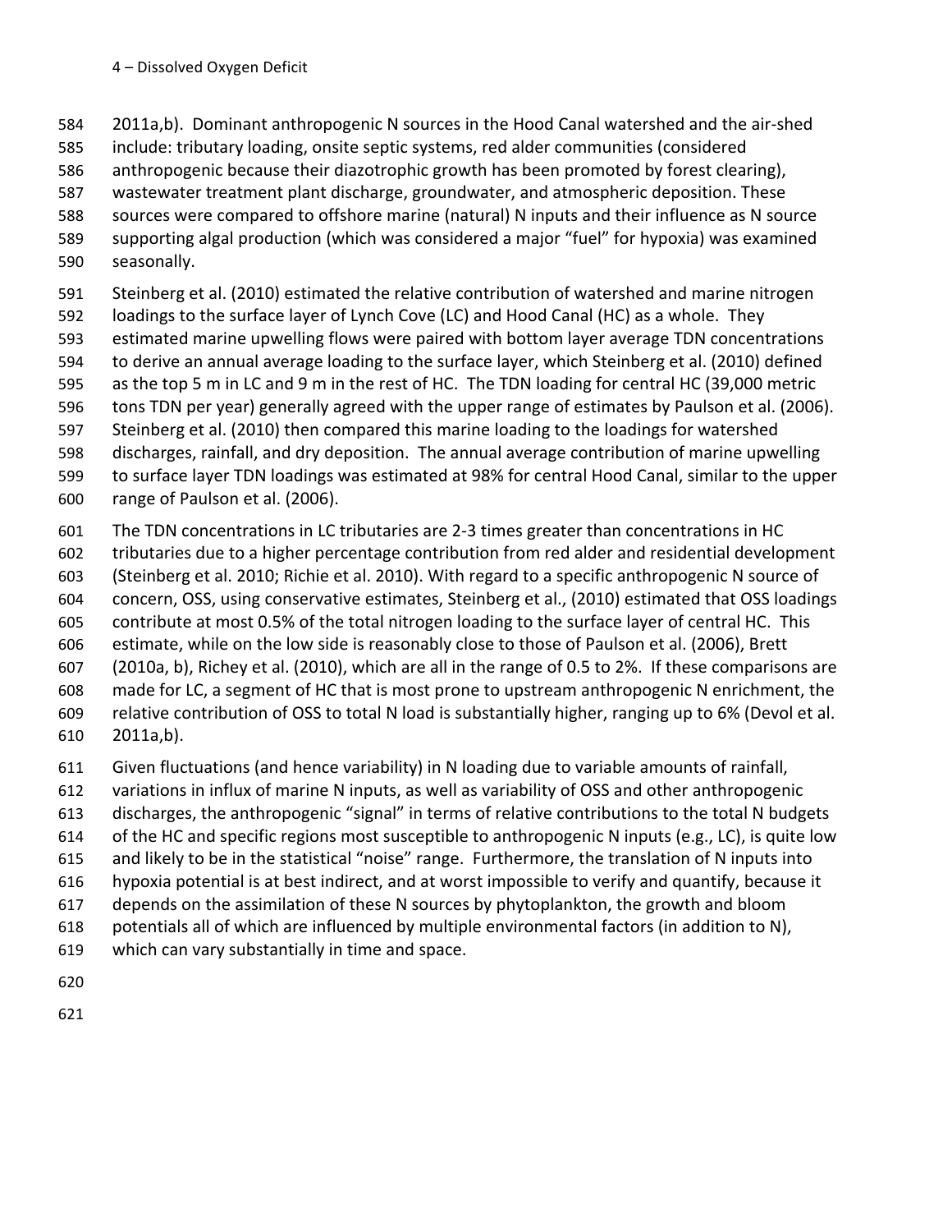2011a,b). Dominant anthropogenic N sources in the Hood Canal watershed and the air-shed include: tributary loading, onsite septic systems, red alder communities (considered anthropogenic because their diazotrophic growth has been promoted by forest clearing), wastewater treatment plant discharge, groundwater, and atmospheric deposition. These sources were compared to offshore marine (natural) N inputs and their influence as N source supporting algal production (which was considered a major "fuel" for hypoxia) was examined seasonally.

Steinberg et al. (2010) estimated the relative contribution of watershed and marine nitrogen loadings to the surface layer of Lynch Cove (LC) and Hood Canal (HC) as a whole. They estimated marine upwelling flows were paired with bottom layer average TDN concentrations to derive an annual average loading to the surface layer, which Steinberg et al. (2010) defined as the top 5 m in LC and 9 m in the rest of HC. The TDN loading for central HC (39,000 metric tons TDN per year) generally agreed with the upper range of estimates by Paulson et al. (2006). Steinberg et al. (2010) then compared this marine loading to the loadings for watershed discharges, rainfall, and dry deposition. The annual average contribution of marine upwelling to surface layer TDN loadings was estimated at 98% for central Hood Canal, similar to the upper range of Paulson et al. (2006).

The TDN concentrations in LC tributaries are 2-3 times greater than concentrations in HC tributaries due to a higher percentage contribution from red alder and residential development (Steinberg et al. 2010; Richie et al. 2010). With regard to a specific anthropogenic N source of concern, OSS, using conservative estimates, Steinberg et al., (2010) estimated that OSS loadings contribute at most 0.5% of the total nitrogen loading to the surface layer of central HC. This estimate, while on the low side is reasonably close to those of Paulson et al. (2006), Brett (2010a, b), Richey et al. (2010), which are all in the range of 0.5 to 2%. If these comparisons are made for LC, a segment of HC that is most prone to upstream anthropogenic N enrichment, the relative contribution of OSS to total N load is substantially higher, ranging up to 6% (Devol et al. 2011a,b).

Given fluctuations (and hence variability) in N loading due to variable amounts of rainfall, variations in influx of marine N inputs, as well as variability of OSS and other anthropogenic discharges, the anthropogenic "signal" in terms of relative contributions to the total N budgets of the HC and specific regions most susceptible to anthropogenic N inputs (e.g., LC), is quite low and likely to be in the statistical "noise" range. Furthermore, the translation of N inputs into hypoxia potential is at best indirect, and at worst impossible to verify and quantify, because it depends on the assimilation of these N sources by phytoplankton, the growth and bloom potentials all of which are influenced by multiple environmental factors (in addition to N), which can vary substantially in time and space.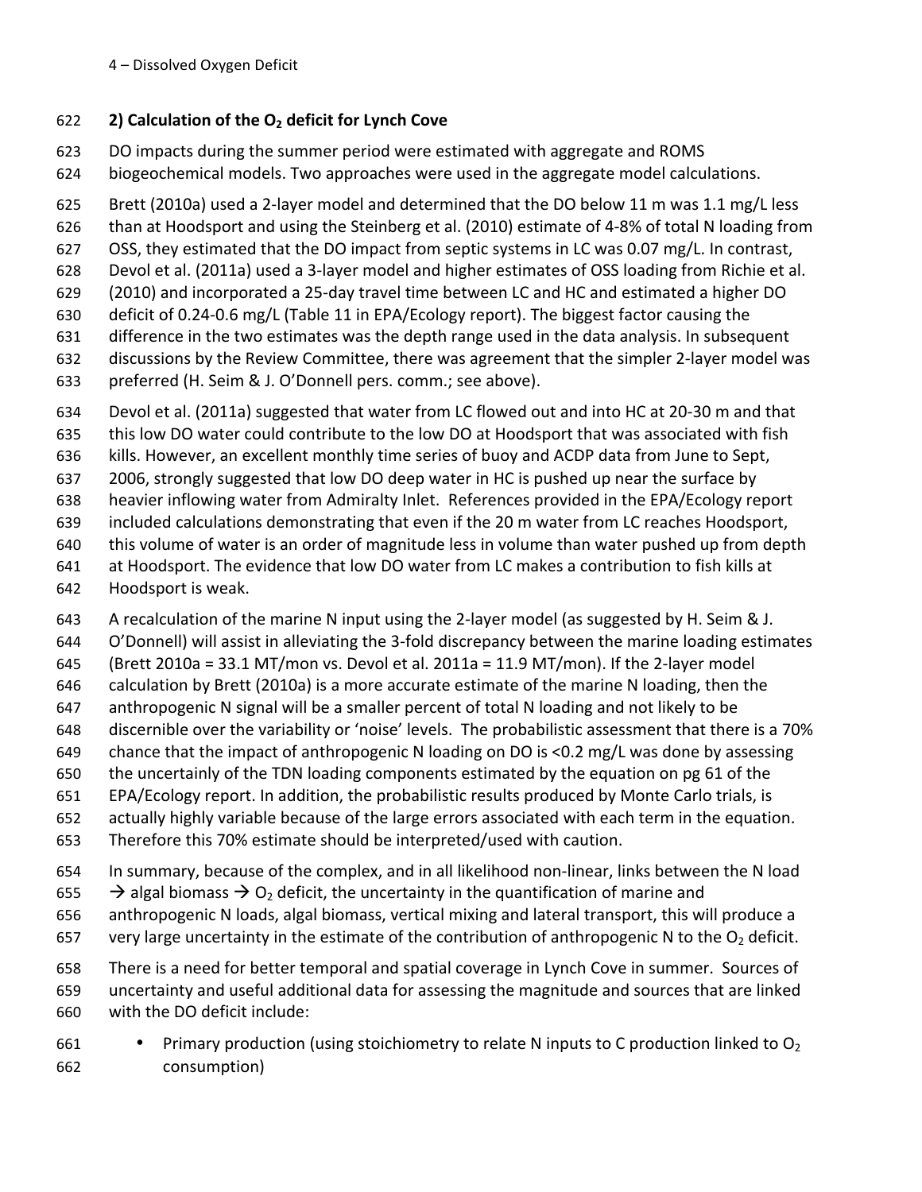## 2) Calculation of the $O_2$ deficit for Lynch Cove

DO impacts during the summer period were estimated with aggregate and ROMS biogeochemical models. Two approaches were used in the aggregate model calculations.

Brett (2010a) used a 2-layer model and determined that the DO below 11 m was 1.1 mg/L less than at Hoodsport and using the Steinberg et al. (2010) estimate of 4-8% of total N loading from OSS, they estimated that the DO impact from septic systems in LC was 0.07 mg/L. In contrast, Devol et al. (2011a) used a 3-layer model and higher estimates of OSS loading from Richie et al. (2010) and incorporated a 25-day travel time between LC and HC and estimated a higher DO deficit of 0.24-0.6 mg/L (Table 11 in EPA/Ecology report). The biggest factor causing the difference in the two estimates was the depth range used in the data analysis. In subsequent discussions by the Review Committee, there was agreement that the simpler 2-layer model was preferred (H. Seim & J. O'Donnell pers. comm.; see above).

Devol et al. (2011a) suggested that water from LC flowed out and into HC at 20-30 m and that this low DO water could contribute to the low DO at Hoodsport that was associated with fish kills. However, an excellent monthly time series of buoy and ACDP data from June to Sept, 2006, strongly suggested that low DO deep water in HC is pushed up near the surface by heavier inflowing water from Admiralty Inlet. References provided in the EPA/Ecology report included calculations demonstrating that even if the 20 m water from LC reaches Hoodsport, this volume of water is an order of magnitude less in volume than water pushed up from depth at Hoodsport. The evidence that low DO water from LC makes a contribution to fish kills at Hoodsport is weak.

A recalculation of the marine N input using the 2-layer model (as suggested by H. Seim & J. O'Donnell) will assist in alleviating the 3-fold discrepancy between the marine loading estimates (Brett 2010a = 33.1 MT/mon vs. Devol et al. 2011a = 11.9 MT/mon). If the 2-layer model calculation by Brett (2010a) is a more accurate estimate of the marine N loading, then the anthropogenic N signal will be a smaller percent of total N loading and not likely to be discernible over the variability or 'noise' levels. The probabilistic assessment that there is a 70% chance that the impact of anthropogenic N loading on DO is <0.2 mg/L was done by assessing the uncertainly of the TDN loading components estimated by the equation on pg 61 of the EPA/Ecology report. In addition, the probabilistic results produced by Monte Carlo trials, is actually highly variable because of the large errors associated with each term in the equation. Therefore this 70% estimate should be interpreted/used with caution.

In summary, because of the complex, and in all likelihood non-linear, links between the N load → algal biomass → $O_2$ deficit, the uncertainty in the quantification of marine and anthropogenic N loads, algal biomass, vertical mixing and lateral transport, this will produce a very large uncertainty in the estimate of the contribution of anthropogenic N to the $O_2$ deficit.

There is a need for better temporal and spatial coverage in Lynch Cove in summer. Sources of uncertainty and useful additional data for assessing the magnitude and sources that are linked with the DO deficit include:

- Primary production (using stoichiometry to relate N inputs to C production linked to $O_2$ consumption)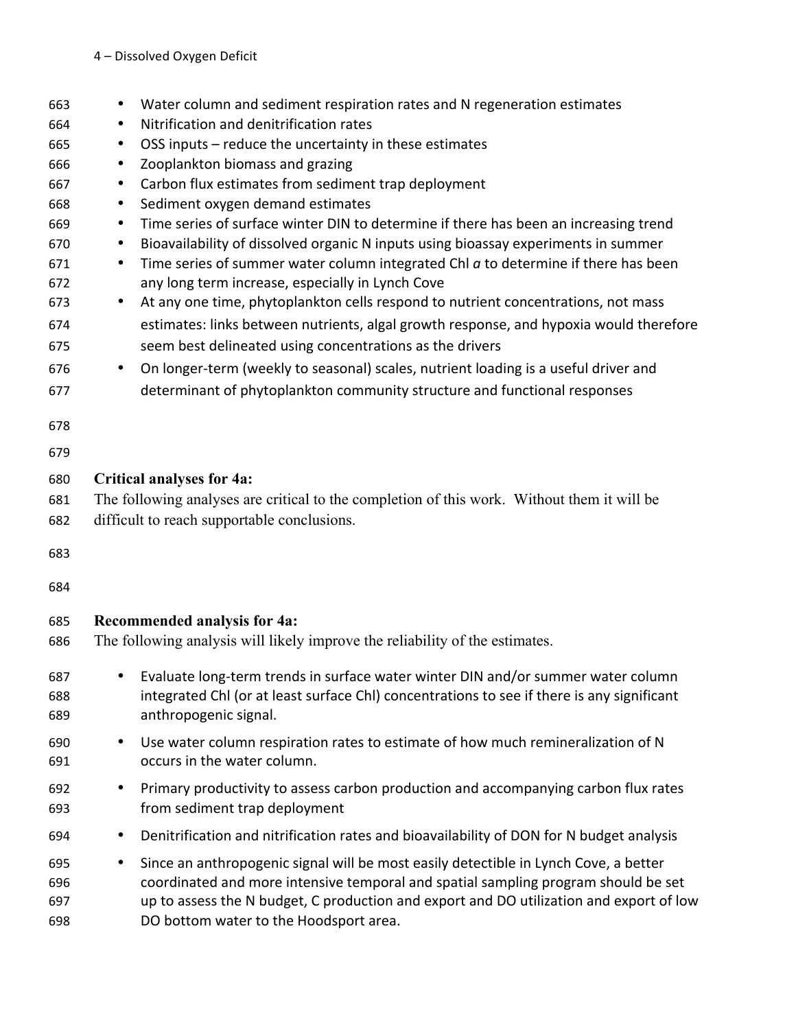- Water column and sediment respiration rates and N regeneration estimates
- Nitrification and denitrification rates
- OSS inputs – reduce the uncertainty in these estimates
- Zooplankton biomass and grazing
- Carbon flux estimates from sediment trap deployment
- Sediment oxygen demand estimates
- Time series of surface winter DIN to determine if there has been an increasing trend
- Bioavailability of dissolved organic N inputs using bioassay experiments in summer
- Time series of summer water column integrated Chl *a* to determine if there has been any long term increase, especially in Lynch Cove
- At any one time, phytoplankton cells respond to nutrient concentrations, not mass estimates: links between nutrients, algal growth response, and hypoxia would therefore seem best delineated using concentrations as the drivers
- On longer-term (weekly to seasonal) scales, nutrient loading is a useful driver and determinant of phytoplankton community structure and functional responses

**Critical analyses for 4a:**

The following analyses are critical to the completion of this work. Without them it will be difficult to reach supportable conclusions.

**Recommended analysis for 4a:**

The following analysis will likely improve the reliability of the estimates.

- Evaluate long-term trends in surface water winter DIN and/or summer water column integrated Chl (or at least surface Chl) concentrations to see if there is any significant anthropogenic signal.
- Use water column respiration rates to estimate of how much remineralization of N occurs in the water column.
- Primary productivity to assess carbon production and accompanying carbon flux rates from sediment trap deployment
- Denitrification and nitrification rates and bioavailability of DON for N budget analysis
- Since an anthropogenic signal will be most easily detectible in Lynch Cove, a better coordinated and more intensive temporal and spatial sampling program should be set up to assess the N budget, C production and export and DO utilization and export of low DO bottom water to the Hoodsport area.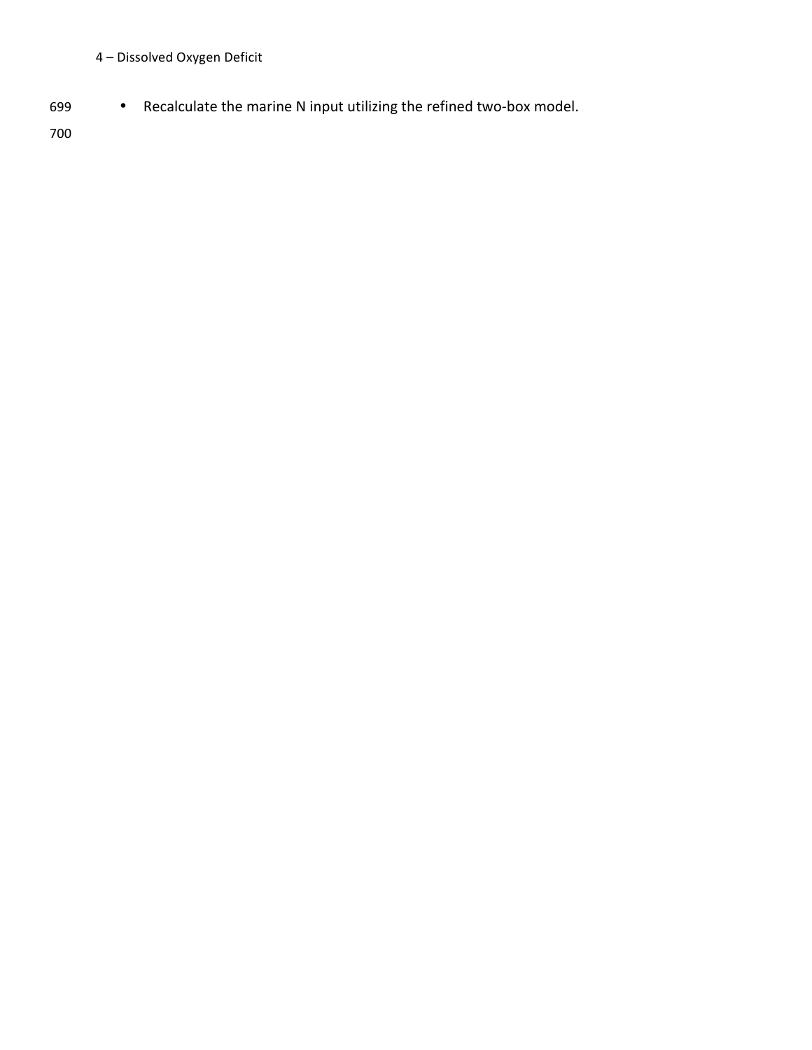- Recalculate the marine N input utilizing the refined two-box model.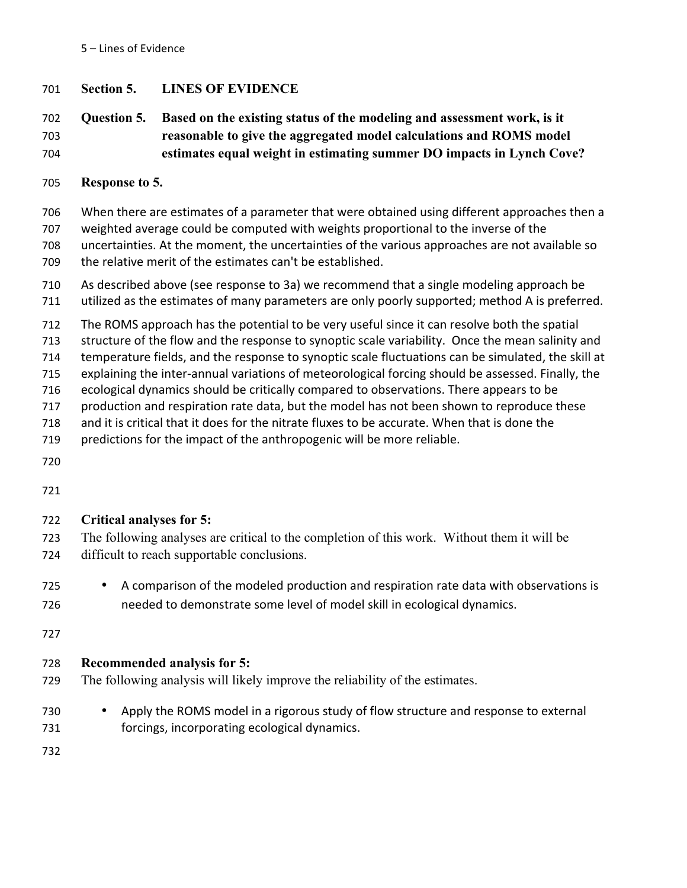## Section 5. LINES OF EVIDENCE

**Question 5. Based on the existing status of the modeling and assessment work, is it reasonable to give the aggregated model calculations and ROMS model estimates equal weight in estimating summer DO impacts in Lynch Cove?**

**Response to 5.**

When there are estimates of a parameter that were obtained using different approaches then a weighted average could be computed with weights proportional to the inverse of the uncertainties. At the moment, the uncertainties of the various approaches are not available so the relative merit of the estimates can't be established.

As described above (see response to 3a) we recommend that a single modeling approach be utilized as the estimates of many parameters are only poorly supported; method A is preferred.

The ROMS approach has the potential to be very useful since it can resolve both the spatial structure of the flow and the response to synoptic scale variability. Once the mean salinity and temperature fields, and the response to synoptic scale fluctuations can be simulated, the skill at explaining the inter-annual variations of meteorological forcing should be assessed. Finally, the ecological dynamics should be critically compared to observations. There appears to be production and respiration rate data, but the model has not been shown to reproduce these and it is critical that it does for the nitrate fluxes to be accurate. When that is done the predictions for the impact of the anthropogenic will be more reliable.

**Critical analyses for 5:**

The following analyses are critical to the completion of this work. Without them it will be difficult to reach supportable conclusions.

- A comparison of the modeled production and respiration rate data with observations is needed to demonstrate some level of model skill in ecological dynamics.

**Recommended analysis for 5:**

The following analysis will likely improve the reliability of the estimates.

- Apply the ROMS model in a rigorous study of flow structure and response to external forcings, incorporating ecological dynamics.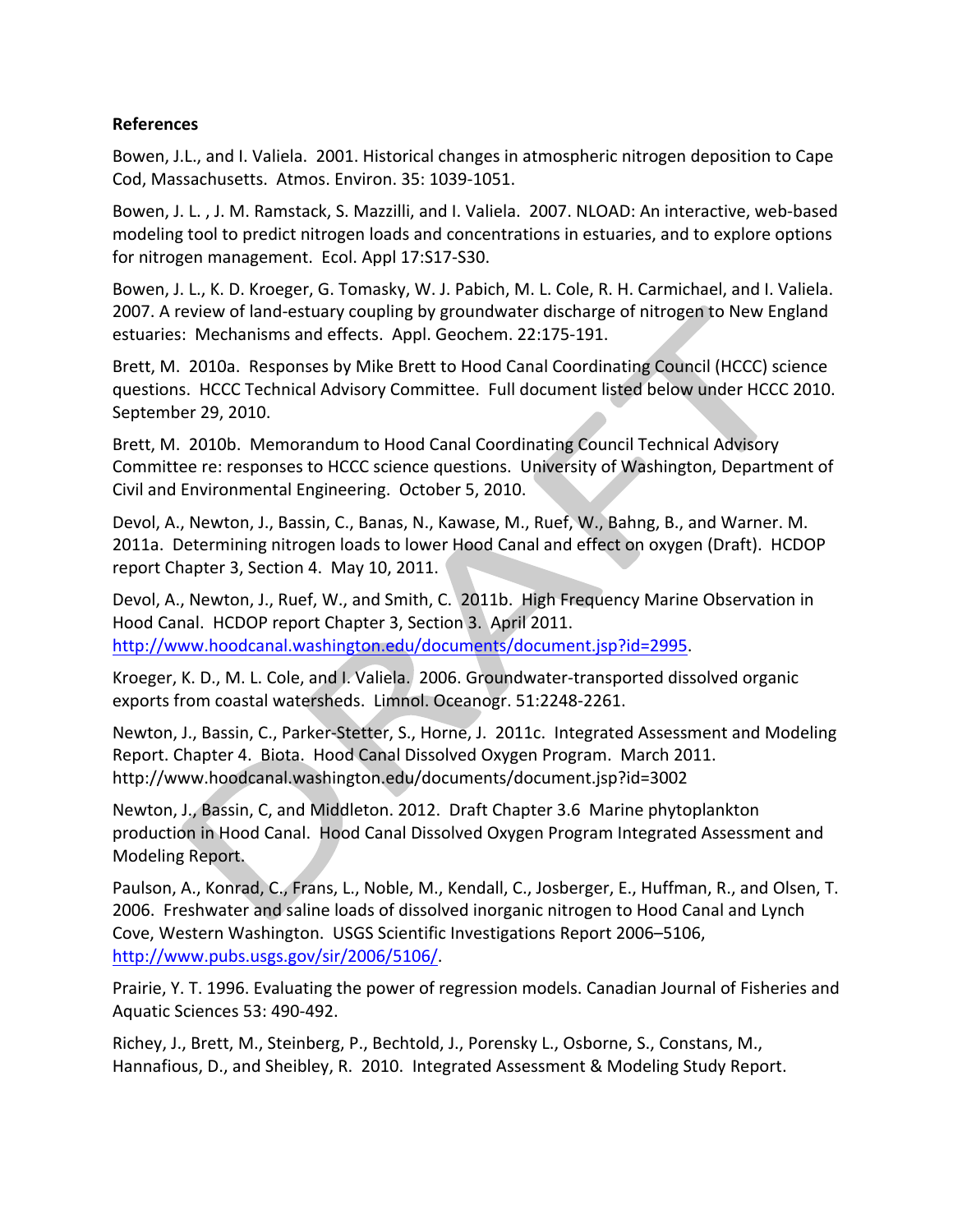**References**

Bowen, J.L., and I. Valiela. 2001. Historical changes in atmospheric nitrogen deposition to Cape Cod, Massachusetts. Atmos. Environ. 35: 1039-1051.

Bowen, J. L. , J. M. Ramstack, S. Mazzilli, and I. Valiela. 2007. NLOAD: An interactive, web-based modeling tool to predict nitrogen loads and concentrations in estuaries, and to explore options for nitrogen management. Ecol. Appl 17:S17-S30.

Bowen, J. L., K. D. Kroeger, G. Tomasky, W. J. Pabich, M. L. Cole, R. H. Carmichael, and I. Valiela. 2007. A review of land-estuary coupling by groundwater discharge of nitrogen to New England estuaries: Mechanisms and effects. Appl. Geochem. 22:175-191.

Brett, M. 2010a. Responses by Mike Brett to Hood Canal Coordinating Council (HCCC) science questions. HCCC Technical Advisory Committee. Full document listed below under HCCC 2010. September 29, 2010.

Brett, M. 2010b. Memorandum to Hood Canal Coordinating Council Technical Advisory Committee re: responses to HCCC science questions. University of Washington, Department of Civil and Environmental Engineering. October 5, 2010.

Devol, A., Newton, J., Bassin, C., Banas, N., Kawase, M., Ruef, W., Bahng, B., and Warner. M. 2011a. Determining nitrogen loads to lower Hood Canal and effect on oxygen (Draft). HCDOP report Chapter 3, Section 4. May 10, 2011.

Devol, A., Newton, J., Ruef, W., and Smith, C. 2011b. High Frequency Marine Observation in Hood Canal. HCDOP report Chapter 3, Section 3. April 2011. http://www.hoodcanal.washington.edu/documents/document.jsp?id=2995.

Kroeger, K. D., M. L. Cole, and I. Valiela. 2006. Groundwater-transported dissolved organic exports from coastal watersheds. Limnol. Oceanogr. 51:2248-2261.

Newton, J., Bassin, C., Parker-Stetter, S., Horne, J. 2011c. Integrated Assessment and Modeling Report. Chapter 4. Biota. Hood Canal Dissolved Oxygen Program. March 2011. http://www.hoodcanal.washington.edu/documents/document.jsp?id=3002

Newton, J., Bassin, C, and Middleton. 2012. Draft Chapter 3.6 Marine phytoplankton production in Hood Canal. Hood Canal Dissolved Oxygen Program Integrated Assessment and Modeling Report.

Paulson, A., Konrad, C., Frans, L., Noble, M., Kendall, C., Josberger, E., Huffman, R., and Olsen, T. 2006. Freshwater and saline loads of dissolved inorganic nitrogen to Hood Canal and Lynch Cove, Western Washington. USGS Scientific Investigations Report 2006–5106, http://www.pubs.usgs.gov/sir/2006/5106/.

Prairie, Y. T. 1996. Evaluating the power of regression models. Canadian Journal of Fisheries and Aquatic Sciences 53: 490-492.

Richey, J., Brett, M., Steinberg, P., Bechtold, J., Porensky L., Osborne, S., Constans, M., Hannafious, D., and Sheibley, R. 2010. Integrated Assessment & Modeling Study Report.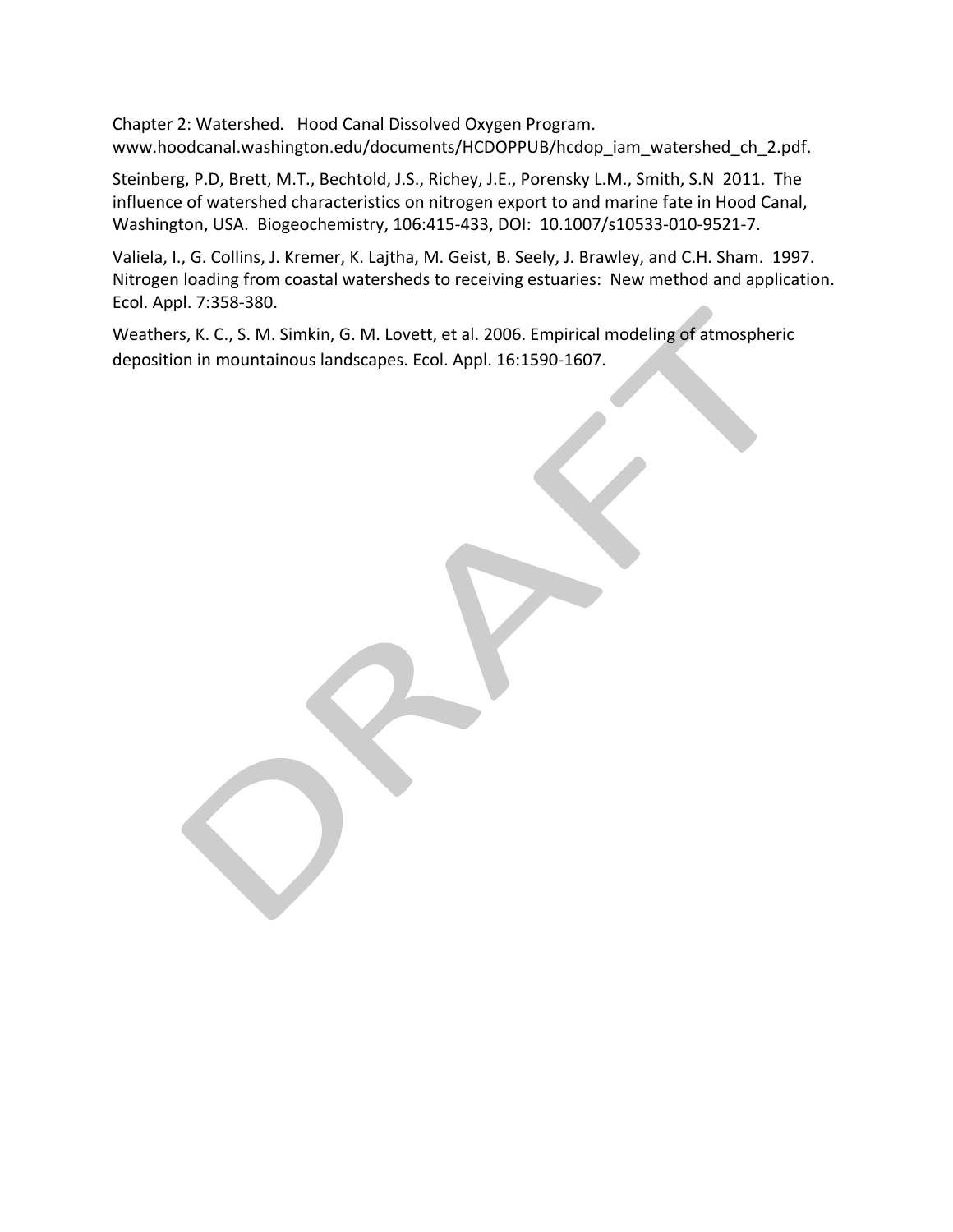Chapter 2: Watershed. Hood Canal Dissolved Oxygen Program. www.hoodcanal.washington.edu/documents/HCDOPPUB/hcdop_iam_watershed_ch_2.pdf.

Steinberg, P.D, Brett, M.T., Bechtold, J.S., Richey, J.E., Porensky L.M., Smith, S.N 2011. The influence of watershed characteristics on nitrogen export to and marine fate in Hood Canal, Washington, USA. Biogeochemistry, 106:415-433, DOI: 10.1007/s10533-010-9521-7.

Valiela, I., G. Collins, J. Kremer, K. Lajtha, M. Geist, B. Seely, J. Brawley, and C.H. Sham. 1997. Nitrogen loading from coastal watersheds to receiving estuaries: New method and application. Ecol. Appl. 7:358-380.

Weathers, K. C., S. M. Simkin, G. M. Lovett, et al. 2006. Empirical modeling of atmospheric deposition in mountainous landscapes. Ecol. Appl. 16:1590-1607.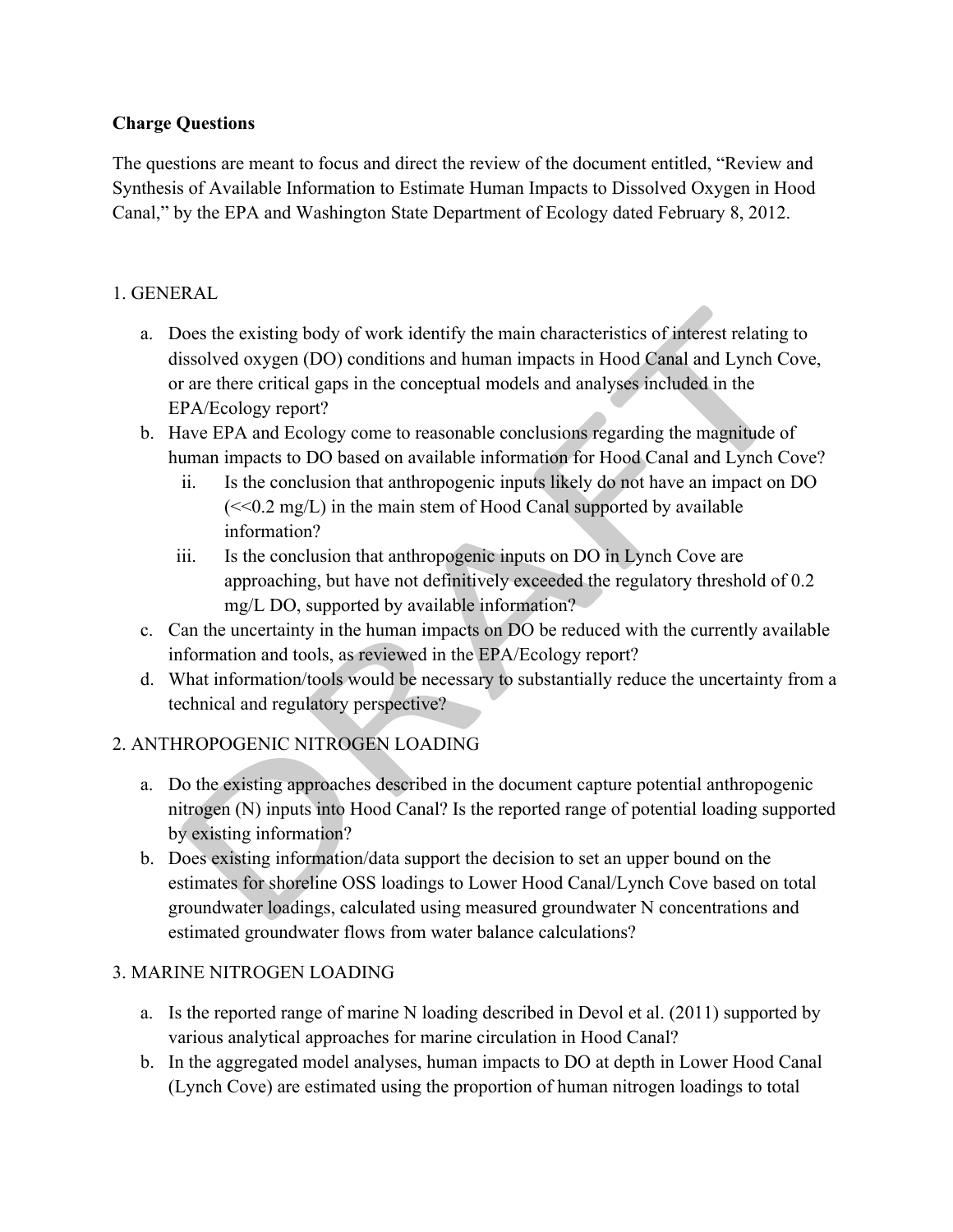**Charge Questions**

The questions are meant to focus and direct the review of the document entitled, "Review and Synthesis of Available Information to Estimate Human Impacts to Dissolved Oxygen in Hood Canal," by the EPA and Washington State Department of Ecology dated February 8, 2012.

1. GENERAL

   a. Does the existing body of work identify the main characteristics of interest relating to dissolved oxygen (DO) conditions and human impacts in Hood Canal and Lynch Cove, or are there critical gaps in the conceptual models and analyses included in the EPA/Ecology report?

   b. Have EPA and Ecology come to reasonable conclusions regarding the magnitude of human impacts to DO based on available information for Hood Canal and Lynch Cove?

      ii. Is the conclusion that anthropogenic inputs likely do not have an impact on DO (<<0.2 mg/L) in the main stem of Hood Canal supported by available information?

      iii. Is the conclusion that anthropogenic inputs on DO in Lynch Cove are approaching, but have not definitively exceeded the regulatory threshold of 0.2 mg/L DO, supported by available information?

   c. Can the uncertainty in the human impacts on DO be reduced with the currently available information and tools, as reviewed in the EPA/Ecology report?

   d. What information/tools would be necessary to substantially reduce the uncertainty from a technical and regulatory perspective?

2. ANTHROPOGENIC NITROGEN LOADING

   a. Do the existing approaches described in the document capture potential anthropogenic nitrogen (N) inputs into Hood Canal? Is the reported range of potential loading supported by existing information?

   b. Does existing information/data support the decision to set an upper bound on the estimates for shoreline OSS loadings to Lower Hood Canal/Lynch Cove based on total groundwater loadings, calculated using measured groundwater N concentrations and estimated groundwater flows from water balance calculations?

3. MARINE NITROGEN LOADING

   a. Is the reported range of marine N loading described in Devol et al. (2011) supported by various analytical approaches for marine circulation in Hood Canal?

   b. In the aggregated model analyses, human impacts to DO at depth in Lower Hood Canal (Lynch Cove) are estimated using the proportion of human nitrogen loadings to total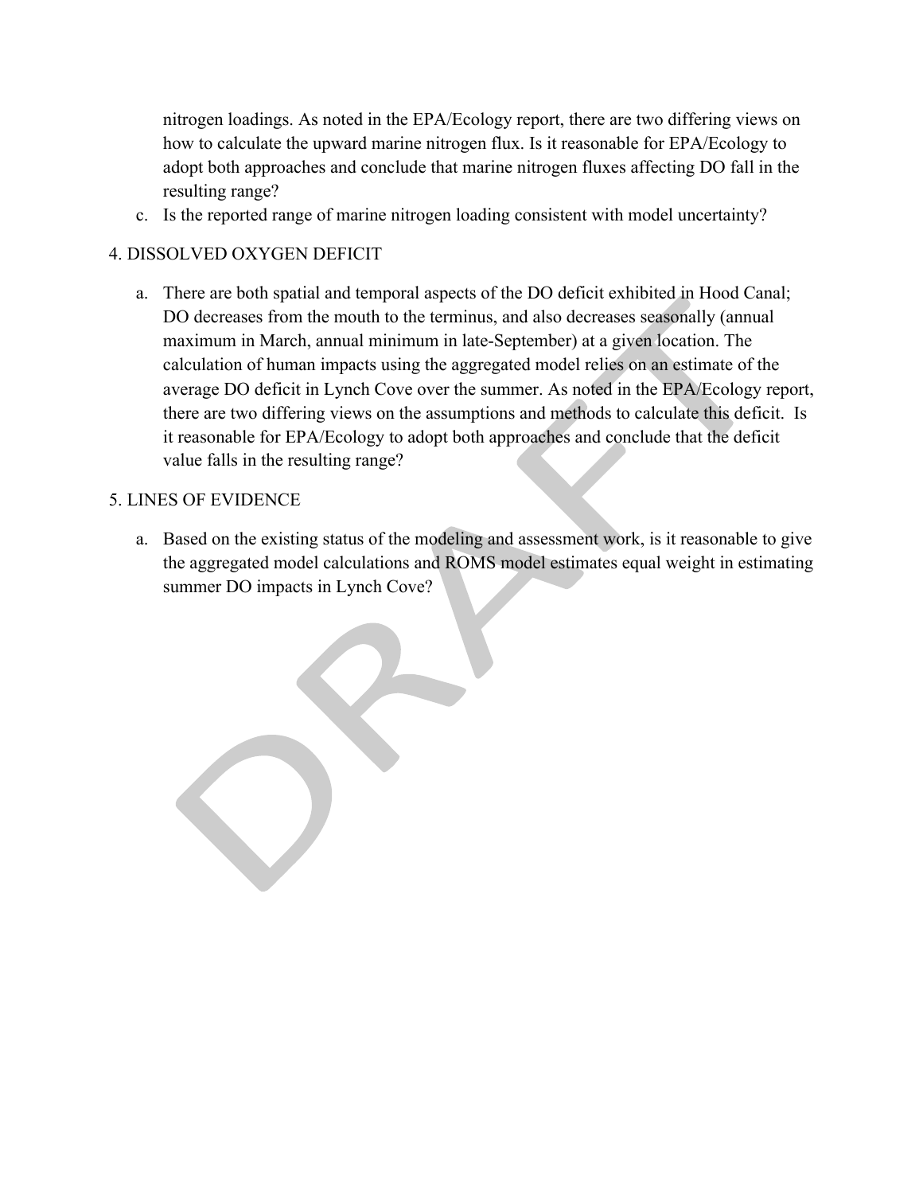nitrogen loadings. As noted in the EPA/Ecology report, there are two differing views on how to calculate the upward marine nitrogen flux. Is it reasonable for EPA/Ecology to adopt both approaches and conclude that marine nitrogen fluxes affecting DO fall in the resulting range?

c. Is the reported range of marine nitrogen loading consistent with model uncertainty?

4. DISSOLVED OXYGEN DEFICIT

a. There are both spatial and temporal aspects of the DO deficit exhibited in Hood Canal; DO decreases from the mouth to the terminus, and also decreases seasonally (annual maximum in March, annual minimum in late-September) at a given location. The calculation of human impacts using the aggregated model relies on an estimate of the average DO deficit in Lynch Cove over the summer. As noted in the EPA/Ecology report, there are two differing views on the assumptions and methods to calculate this deficit. Is it reasonable for EPA/Ecology to adopt both approaches and conclude that the deficit value falls in the resulting range?

5. LINES OF EVIDENCE

a. Based on the existing status of the modeling and assessment work, is it reasonable to give the aggregated model calculations and ROMS model estimates equal weight in estimating summer DO impacts in Lynch Cove?